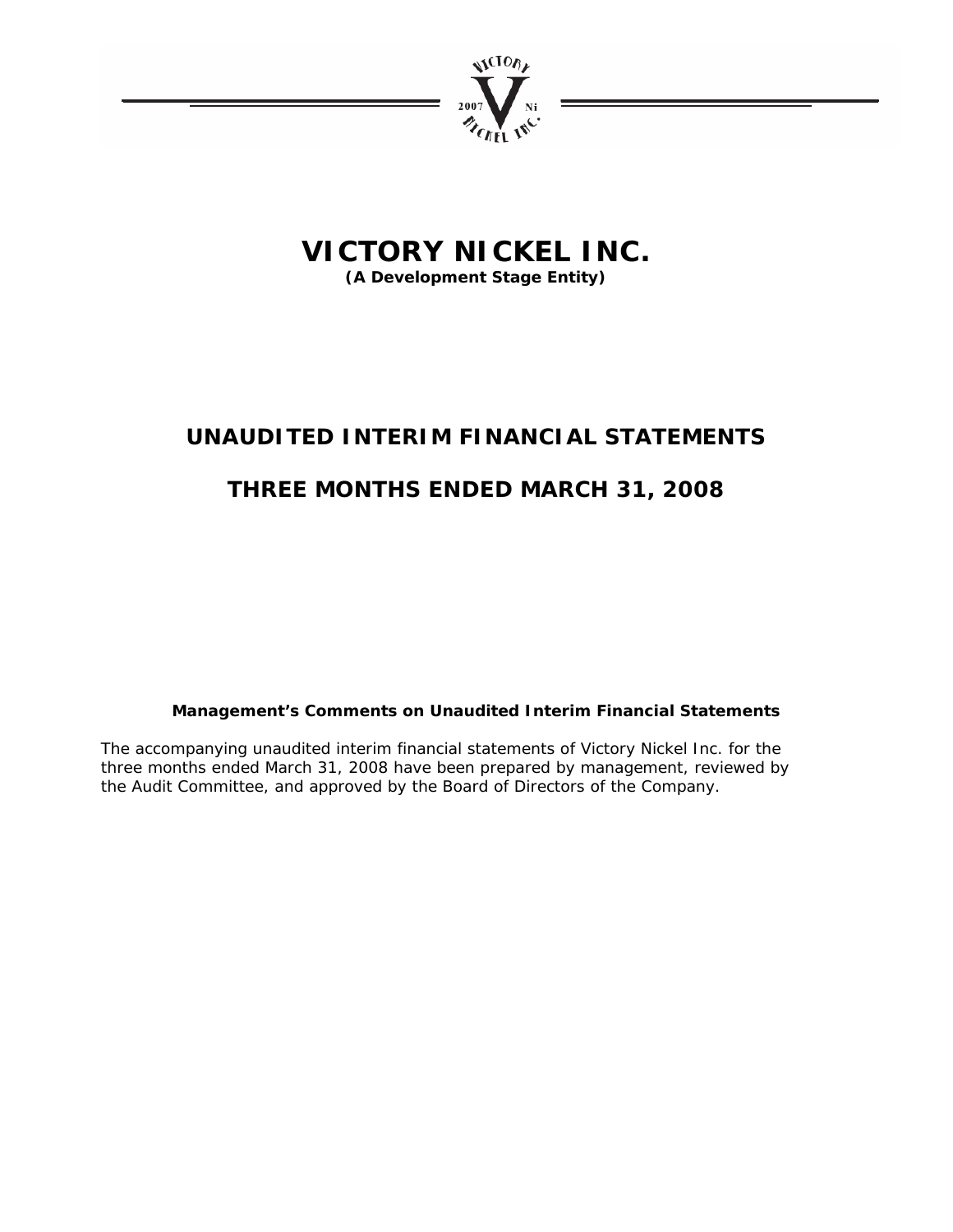# VICTORY NICKEL INC.

**(A Development Stage Entity)**

## UNAUDITED INTERIM FINANCIAL STATEMENTS

## THREE MONTHS ENDED MARCH 31, 2008

**Management's Comments on Unaudited Interim Financial Statements**

The accompanying unaudited interim financial statements of Victory Nickel Inc. for the three months ended March 31, 2008 have been prepared by management, reviewed by the Audit Committee, and approved by the Board of Directors of the Company.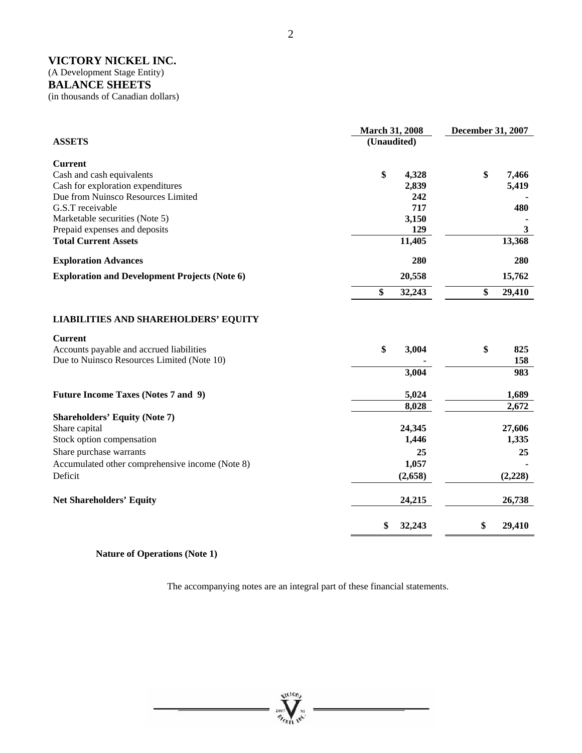# VICTORY NICKEL INC.

(A Development Stage Entity)

## BALANCE SHEETS

(in thousands of Canadian dollars)

| ASSETS | March 31, 2008 (Unaudited) | December 31, 2007 |
|---|---|---|
| **Current** | | |
| Cash and cash equivalents | $ 4,328 | $ 7,466 |
| Cash for exploration expenditures | 2,839 | 5,419 |
| Due from Nuinsco Resources Limited | 242 | - |
| G.S.T receivable | 717 | 480 |
| Marketable securities (Note 5) | 3,150 | - |
| Prepaid expenses and deposits | 129 | 3 |
| **Total Current Assets** | 11,405 | 13,368 |
| **Exploration Advances** | 280 | 280 |
| **Exploration and Development Projects (Note 6)** | 20,558 | 15,762 |
| | $ 32,243 | $ 29,410 |
| **LIABILITIES AND SHAREHOLDERS' EQUITY** | | |
| **Current** | | |
| Accounts payable and accrued liabilities | $ 3,004 | $ 825 |
| Due to Nuinsco Resources Limited (Note 10) | - | 158 |
| | 3,004 | 983 |
| **Future Income Taxes (Notes 7 and 9)** | 5,024 | 1,689 |
| | 8,028 | 2,672 |
| **Shareholders' Equity (Note 7)** | | |
| Share capital | 24,345 | 27,606 |
| Stock option compensation | 1,446 | 1,335 |
| Share purchase warrants | 25 | 25 |
| Accumulated other comprehensive income (Note 8) | 1,057 | - |
| Deficit | (2,658) | (2,228) |
| **Net Shareholders' Equity** | 24,215 | 26,738 |
| | $ 32,243 | $ 29,410 |

**Nature of Operations (Note 1)**

The accompanying notes are an integral part of these financial statements.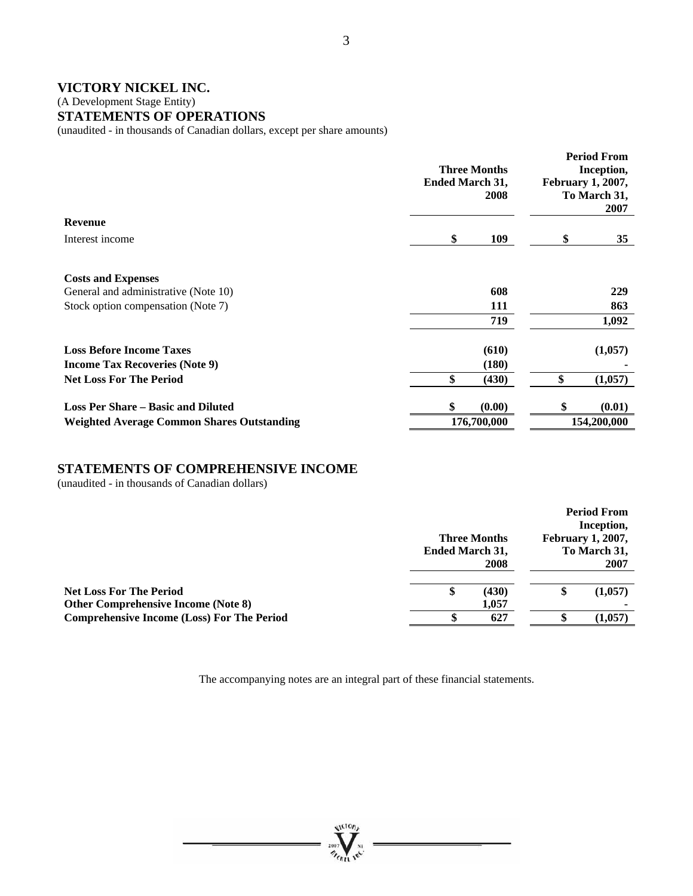# VICTORY NICKEL INC.

(A Development Stage Entity)

## STATEMENTS OF OPERATIONS

(unaudited - in thousands of Canadian dollars, except per share amounts)

| | Three Months Ended March 31, 2008 | Period From Inception, February 1, 2007, To March 31, 2007 |
|---|---|---|
| **Revenue** | | |
| Interest income | $ 109 | $ 35 |
| **Costs and Expenses** | | |
| General and administrative (Note 10) | 608 | 229 |
| Stock option compensation (Note 7) | 111 | 863 |
| | 719 | 1,092 |
| **Loss Before Income Taxes** | (610) | (1,057) |
| **Income Tax Recoveries (Note 9)** | (180) | - |
| **Net Loss For The Period** | $ (430) | $ (1,057) |
| **Loss Per Share – Basic and Diluted** | $ (0.00) | $ (0.01) |
| **Weighted Average Common Shares Outstanding** | 176,700,000 | 154,200,000 |

## STATEMENTS OF COMPREHENSIVE INCOME

(unaudited - in thousands of Canadian dollars)

| | Three Months Ended March 31, 2008 | Period From Inception, February 1, 2007, To March 31, 2007 |
|---|---|---|
| **Net Loss For The Period** | $ (430) | $ (1,057) |
| **Other Comprehensive Income (Note 8)** | 1,057 | - |
| **Comprehensive Income (Loss) For The Period** | $ 627 | $ (1,057) |

The accompanying notes are an integral part of these financial statements.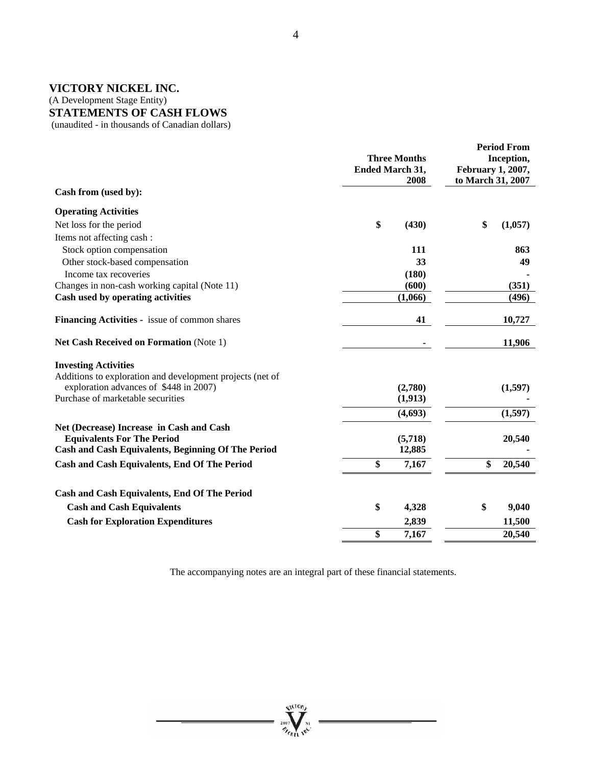# VICTORY NICKEL INC.

(A Development Stage Entity)

## STATEMENTS OF CASH FLOWS

(unaudited - in thousands of Canadian dollars)

| | Three Months Ended March 31, 2008 | Period From Inception, February 1, 2007, to March 31, 2007 |
|---|---|---|
| **Cash from (used by):** | | |
| **Operating Activities** | | |
| Net loss for the period | $ **(430)** | $ **(1,057)** |
| Items not affecting cash : | | |
| Stock option compensation | **111** | **863** |
| Other stock-based compensation | **33** | **49** |
| Income tax recoveries | **(180)** | **-** |
| Changes in non-cash working capital (Note 11) | **(600)** | **(351)** |
| **Cash used by operating activities** | **(1,066)** | **(496)** |
| **Financing Activities** - issue of common shares | **41** | **10,727** |
| **Net Cash Received on Formation** (Note 1) | **-** | **11,906** |
| **Investing Activities** | | |
| Additions to exploration and development projects (net of exploration advances of $448 in 2007) | **(2,780)** | **(1,597)** |
| Purchase of marketable securities | **(1,913)** | **-** |
| | **(4,693)** | **(1,597)** |
| **Net (Decrease) Increase in Cash and Cash Equivalents For The Period** | **(5,718)** | **20,540** |
| **Cash and Cash Equivalents, Beginning Of The Period** | **12,885** | **-** |
| **Cash and Cash Equivalents, End Of The Period** | $ **7,167** | $ **20,540** |
| **Cash and Cash Equivalents, End Of The Period** | | |
| **Cash and Cash Equivalents** | $ **4,328** | $ **9,040** |
| **Cash for Exploration Expenditures** | **2,839** | **11,500** |
| | $ **7,167** | **20,540** |

The accompanying notes are an integral part of these financial statements.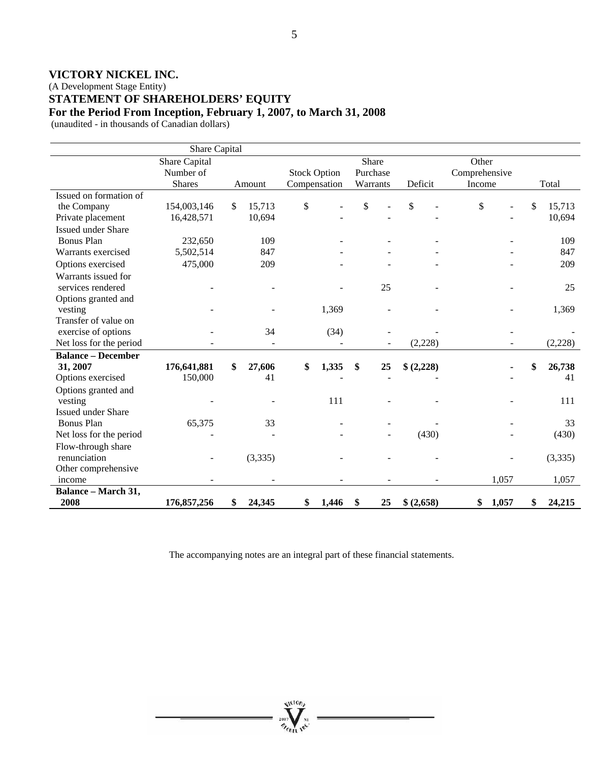# VICTORY NICKEL INC.

(A Development Stage Entity)

## STATEMENT OF SHAREHOLDERS' EQUITY

## For the Period From Inception, February 1, 2007, to March 31, 2008

(unaudited - in thousands of Canadian dollars)

| | Share Capital | | | | | | |
|---|---|---|---|---|---|---|---|
| | Share Capital Number of Shares | Amount | Stock Option Compensation | Share Purchase Warrants | Deficit | Other Comprehensive Income | Total |
| Issued on formation of the Company | 154,003,146 | $ 15,713 | $ - | $ - | $ - | $ - | $ 15,713 |
| Private placement | 16,428,571 | 10,694 | - | - | - | - | 10,694 |
| Issued under Share Bonus Plan | 232,650 | 109 | - | - | - | - | 109 |
| Warrants exercised | 5,502,514 | 847 | - | - | - | - | 847 |
| Options exercised | 475,000 | 209 | - | - | - | - | 209 |
| Warrants issued for services rendered | - | - | - | 25 | - | - | 25 |
| Options granted and vesting | - | - | 1,369 | - | - | - | 1,369 |
| Transfer of value on exercise of options | - | 34 | (34) | - | - | - | - |
| Net loss for the period | - | - | - | - | (2,228) | - | (2,228) |
| **Balance – December 31, 2007** | **176,641,881** | **$ 27,606** | **$ 1,335** | **$ 25** | **$ (2,228)** | **-** | **$ 26,738** |
| Options exercised | 150,000 | 41 | - | - | - | - | 41 |
| Options granted and vesting | - | - | 111 | - | - | - | 111 |
| Issued under Share Bonus Plan | 65,375 | 33 | - | - | - | - | 33 |
| Net loss for the period | - | - | - | - | (430) | - | (430) |
| Flow-through share renunciation | - | (3,335) | - | - | - | - | (3,335) |
| Other comprehensive income | - | - | - | - | - | 1,057 | 1,057 |
| **Balance – March 31, 2008** | **176,857,256** | **$ 24,345** | **$ 1,446** | **$ 25** | **$ (2,658)** | **$ 1,057** | **$ 24,215** |

The accompanying notes are an integral part of these financial statements.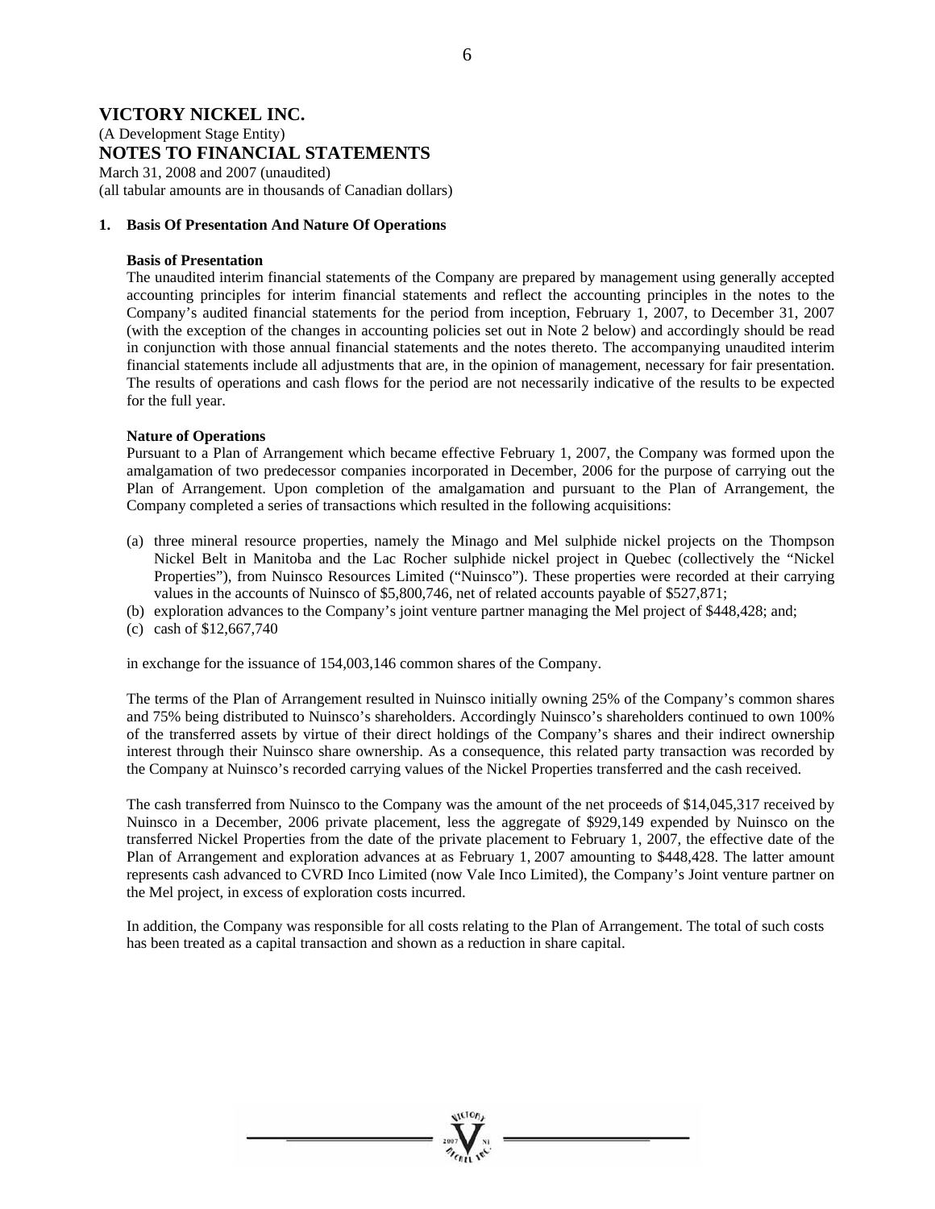# VICTORY NICKEL INC.

(A Development Stage Entity)

## NOTES TO FINANCIAL STATEMENTS

March 31, 2008 and 2007 (unaudited)
(all tabular amounts are in thousands of Canadian dollars)

### 1. Basis Of Presentation And Nature Of Operations

**Basis of Presentation**

The unaudited interim financial statements of the Company are prepared by management using generally accepted accounting principles for interim financial statements and reflect the accounting principles in the notes to the Company's audited financial statements for the period from inception, February 1, 2007, to December 31, 2007 (with the exception of the changes in accounting policies set out in Note 2 below) and accordingly should be read in conjunction with those annual financial statements and the notes thereto. The accompanying unaudited interim financial statements include all adjustments that are, in the opinion of management, necessary for fair presentation. The results of operations and cash flows for the period are not necessarily indicative of the results to be expected for the full year.

**Nature of Operations**

Pursuant to a Plan of Arrangement which became effective February 1, 2007, the Company was formed upon the amalgamation of two predecessor companies incorporated in December, 2006 for the purpose of carrying out the Plan of Arrangement. Upon completion of the amalgamation and pursuant to the Plan of Arrangement, the Company completed a series of transactions which resulted in the following acquisitions:

(a) three mineral resource properties, namely the Minago and Mel sulphide nickel projects on the Thompson Nickel Belt in Manitoba and the Lac Rocher sulphide nickel project in Quebec (collectively the "Nickel Properties"), from Nuinsco Resources Limited ("Nuinsco"). These properties were recorded at their carrying values in the accounts of Nuinsco of $5,800,746, net of related accounts payable of $527,871;
(b) exploration advances to the Company's joint venture partner managing the Mel project of $448,428; and;
(c) cash of $12,667,740

in exchange for the issuance of 154,003,146 common shares of the Company.

The terms of the Plan of Arrangement resulted in Nuinsco initially owning 25% of the Company's common shares and 75% being distributed to Nuinsco's shareholders. Accordingly Nuinsco's shareholders continued to own 100% of the transferred assets by virtue of their direct holdings of the Company's shares and their indirect ownership interest through their Nuinsco share ownership. As a consequence, this related party transaction was recorded by the Company at Nuinsco's recorded carrying values of the Nickel Properties transferred and the cash received.

The cash transferred from Nuinsco to the Company was the amount of the net proceeds of $14,045,317 received by Nuinsco in a December, 2006 private placement, less the aggregate of $929,149 expended by Nuinsco on the transferred Nickel Properties from the date of the private placement to February 1, 2007, the effective date of the Plan of Arrangement and exploration advances at as February 1, 2007 amounting to $448,428. The latter amount represents cash advanced to CVRD Inco Limited (now Vale Inco Limited), the Company's Joint venture partner on the Mel project, in excess of exploration costs incurred.

In addition, the Company was responsible for all costs relating to the Plan of Arrangement. The total of such costs has been treated as a capital transaction and shown as a reduction in share capital.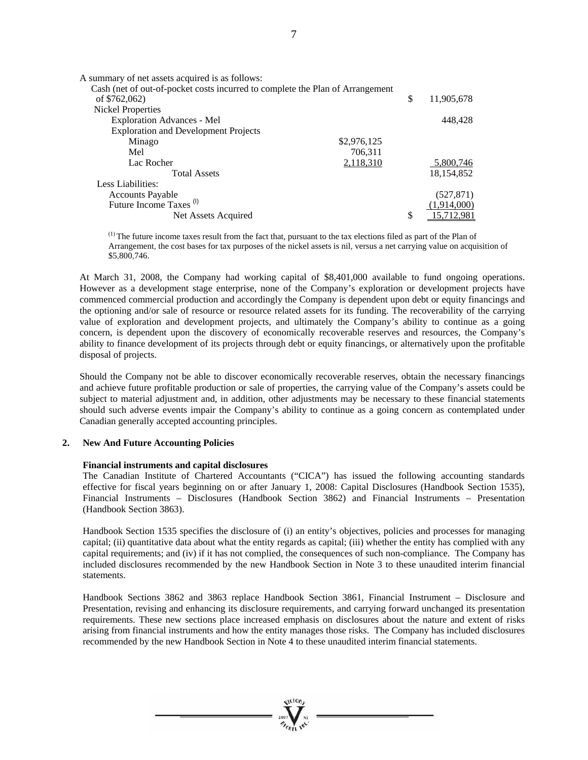A summary of net assets acquired is as follows:

| | | | |
|---|---|---|---|
| Cash (net of out-of-pocket costs incurred to complete the Plan of Arrangement of $762,062) | | $ | 11,905,678 |
| Nickel Properties | | | |
| Exploration Advances - Mel | | | 448,428 |
| Exploration and Development Projects | | | |
| Minago | $2,976,125 | | |
| Mel | 706,311 | | |
| Lac Rocher | 2,118,310 | | 5,800,746 |
| Total Assets | | | 18,154,852 |
| Less Liabilities: | | | |
| Accounts Payable | | | (527,871) |
| Future Income Taxes [1] | | | (1,914,000) |
| Net Assets Acquired | | $ | 15,712,981 |

[1] The future income taxes result from the fact that, pursuant to the tax elections filed as part of the Plan of Arrangement, the cost bases for tax purposes of the nickel assets is nil, versus a net carrying value on acquisition of $5,800,746.

At March 31, 2008, the Company had working capital of $8,401,000 available to fund ongoing operations. However as a development stage enterprise, none of the Company's exploration or development projects have commenced commercial production and accordingly the Company is dependent upon debt or equity financings and the optioning and/or sale of resource or resource related assets for its funding. The recoverability of the carrying value of exploration and development projects, and ultimately the Company's ability to continue as a going concern, is dependent upon the discovery of economically recoverable reserves and resources, the Company's ability to finance development of its projects through debt or equity financings, or alternatively upon the profitable disposal of projects.

Should the Company not be able to discover economically recoverable reserves, obtain the necessary financings and achieve future profitable production or sale of properties, the carrying value of the Company's assets could be subject to material adjustment and, in addition, other adjustments may be necessary to these financial statements should such adverse events impair the Company's ability to continue as a going concern as contemplated under Canadian generally accepted accounting principles.

## 2. New And Future Accounting Policies

**Financial instruments and capital disclosures**

The Canadian Institute of Chartered Accountants ("CICA") has issued the following accounting standards effective for fiscal years beginning on or after January 1, 2008: Capital Disclosures (Handbook Section 1535), Financial Instruments – Disclosures (Handbook Section 3862) and Financial Instruments – Presentation (Handbook Section 3863).

Handbook Section 1535 specifies the disclosure of (i) an entity's objectives, policies and processes for managing capital; (ii) quantitative data about what the entity regards as capital; (iii) whether the entity has complied with any capital requirements; and (iv) if it has not complied, the consequences of such non-compliance. The Company has included disclosures recommended by the new Handbook Section in Note 3 to these unaudited interim financial statements.

Handbook Sections 3862 and 3863 replace Handbook Section 3861, Financial Instrument – Disclosure and Presentation, revising and enhancing its disclosure requirements, and carrying forward unchanged its presentation requirements. These new sections place increased emphasis on disclosures about the nature and extent of risks arising from financial instruments and how the entity manages those risks. The Company has included disclosures recommended by the new Handbook Section in Note 4 to these unaudited interim financial statements.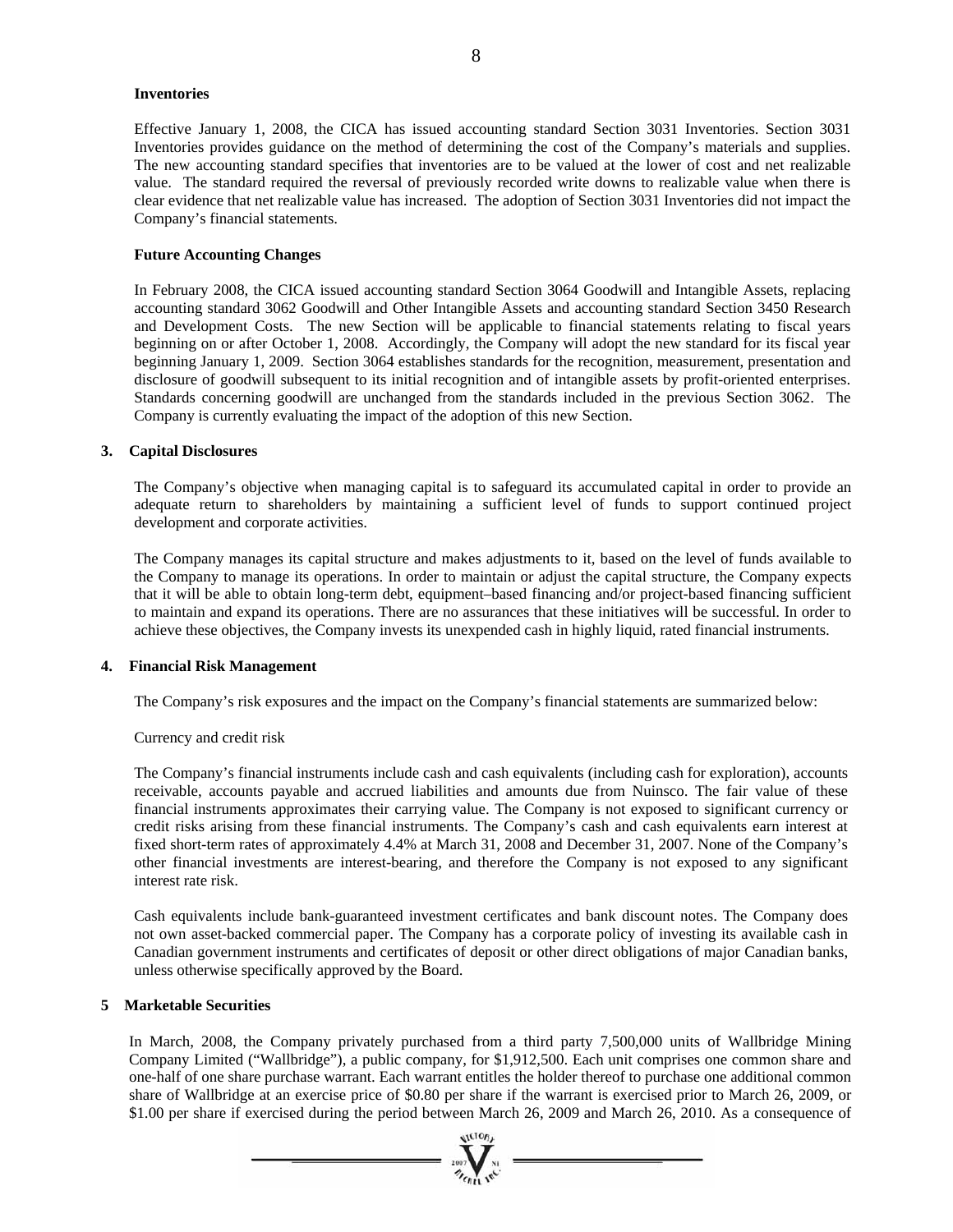**Inventories**

Effective January 1, 2008, the CICA has issued accounting standard Section 3031 Inventories. Section 3031 Inventories provides guidance on the method of determining the cost of the Company's materials and supplies. The new accounting standard specifies that inventories are to be valued at the lower of cost and net realizable value. The standard required the reversal of previously recorded write downs to realizable value when there is clear evidence that net realizable value has increased. The adoption of Section 3031 Inventories did not impact the Company's financial statements.

**Future Accounting Changes**

In February 2008, the CICA issued accounting standard Section 3064 Goodwill and Intangible Assets, replacing accounting standard 3062 Goodwill and Other Intangible Assets and accounting standard Section 3450 Research and Development Costs. The new Section will be applicable to financial statements relating to fiscal years beginning on or after October 1, 2008. Accordingly, the Company will adopt the new standard for its fiscal year beginning January 1, 2009. Section 3064 establishes standards for the recognition, measurement, presentation and disclosure of goodwill subsequent to its initial recognition and of intangible assets by profit-oriented enterprises. Standards concerning goodwill are unchanged from the standards included in the previous Section 3062. The Company is currently evaluating the impact of the adoption of this new Section.

**3. Capital Disclosures**

The Company's objective when managing capital is to safeguard its accumulated capital in order to provide an adequate return to shareholders by maintaining a sufficient level of funds to support continued project development and corporate activities.

The Company manages its capital structure and makes adjustments to it, based on the level of funds available to the Company to manage its operations. In order to maintain or adjust the capital structure, the Company expects that it will be able to obtain long-term debt, equipment–based financing and/or project-based financing sufficient to maintain and expand its operations. There are no assurances that these initiatives will be successful. In order to achieve these objectives, the Company invests its unexpended cash in highly liquid, rated financial instruments.

**4. Financial Risk Management**

The Company's risk exposures and the impact on the Company's financial statements are summarized below:

Currency and credit risk

The Company's financial instruments include cash and cash equivalents (including cash for exploration), accounts receivable, accounts payable and accrued liabilities and amounts due from Nuinsco. The fair value of these financial instruments approximates their carrying value. The Company is not exposed to significant currency or credit risks arising from these financial instruments. The Company's cash and cash equivalents earn interest at fixed short-term rates of approximately 4.4% at March 31, 2008 and December 31, 2007. None of the Company's other financial investments are interest-bearing, and therefore the Company is not exposed to any significant interest rate risk.

Cash equivalents include bank-guaranteed investment certificates and bank discount notes. The Company does not own asset-backed commercial paper. The Company has a corporate policy of investing its available cash in Canadian government instruments and certificates of deposit or other direct obligations of major Canadian banks, unless otherwise specifically approved by the Board.

**5 Marketable Securities**

In March, 2008, the Company privately purchased from a third party 7,500,000 units of Wallbridge Mining Company Limited ("Wallbridge"), a public company, for $1,912,500. Each unit comprises one common share and one-half of one share purchase warrant. Each warrant entitles the holder thereof to purchase one additional common share of Wallbridge at an exercise price of $0.80 per share if the warrant is exercised prior to March 26, 2009, or $1.00 per share if exercised during the period between March 26, 2009 and March 26, 2010. As a consequence of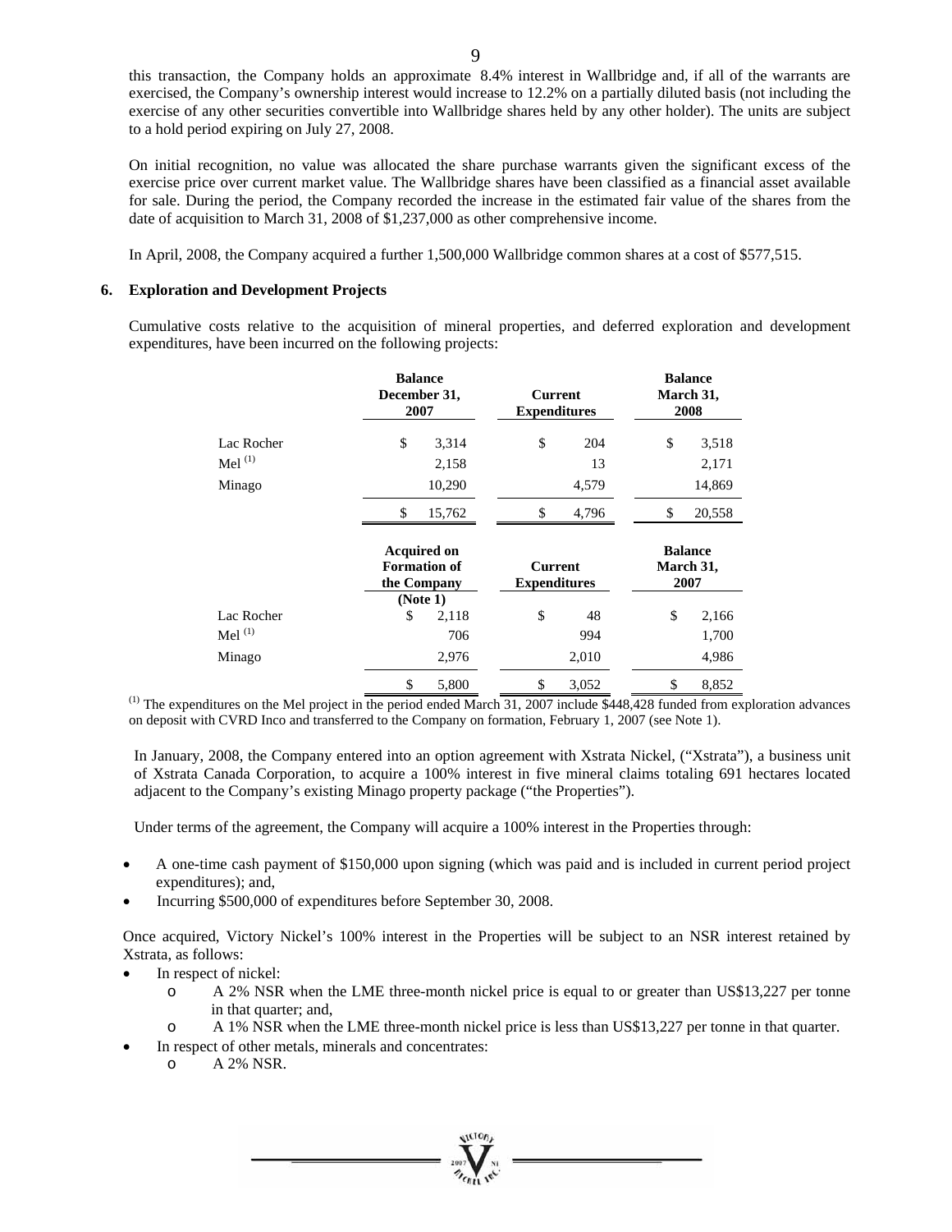this transaction, the Company holds an approximate 8.4% interest in Wallbridge and, if all of the warrants are exercised, the Company's ownership interest would increase to 12.2% on a partially diluted basis (not including the exercise of any other securities convertible into Wallbridge shares held by any other holder). The units are subject to a hold period expiring on July 27, 2008.

On initial recognition, no value was allocated the share purchase warrants given the significant excess of the exercise price over current market value. The Wallbridge shares have been classified as a financial asset available for sale. During the period, the Company recorded the increase in the estimated fair value of the shares from the date of acquisition to March 31, 2008 of $1,237,000 as other comprehensive income.

In April, 2008, the Company acquired a further 1,500,000 Wallbridge common shares at a cost of $577,515.

## 6. Exploration and Development Projects

Cumulative costs relative to the acquisition of mineral properties, and deferred exploration and development expenditures, have been incurred on the following projects:

| | Balance December 31, 2007 | Current Expenditures | Balance March 31, 2008 |
|---|---|---|---|
| Lac Rocher | $ 3,314 | $ 204 | $ 3,518 |
| Mel [1] | 2,158 | 13 | 2,171 |
| Minago | 10,290 | 4,579 | 14,869 |
| | $ 15,762 | $ 4,796 | $ 20,558 |
| | **Acquired on Formation of the Company (Note 1)** | **Current Expenditures** | **Balance March 31, 2007** |
| Lac Rocher | $ 2,118 | $ 48 | $ 2,166 |
| Mel [1] | 706 | 994 | 1,700 |
| Minago | 2,976 | 2,010 | 4,986 |
| | $ 5,800 | $ 3,052 | $ 8,852 |

[1] The expenditures on the Mel project in the period ended March 31, 2007 include $448,428 funded from exploration advances on deposit with CVRD Inco and transferred to the Company on formation, February 1, 2007 (see Note 1).

In January, 2008, the Company entered into an option agreement with Xstrata Nickel, ("Xstrata"), a business unit of Xstrata Canada Corporation, to acquire a 100% interest in five mineral claims totaling 691 hectares located adjacent to the Company's existing Minago property package ("the Properties").

Under terms of the agreement, the Company will acquire a 100% interest in the Properties through:

- A one-time cash payment of $150,000 upon signing (which was paid and is included in current period project expenditures); and,
- Incurring $500,000 of expenditures before September 30, 2008.

Once acquired, Victory Nickel's 100% interest in the Properties will be subject to an NSR interest retained by Xstrata, as follows:

- In respect of nickel:
  - A 2% NSR when the LME three-month nickel price is equal to or greater than US$13,227 per tonne in that quarter; and,
  - A 1% NSR when the LME three-month nickel price is less than US$13,227 per tonne in that quarter.
- In respect of other metals, minerals and concentrates:
  - A 2% NSR.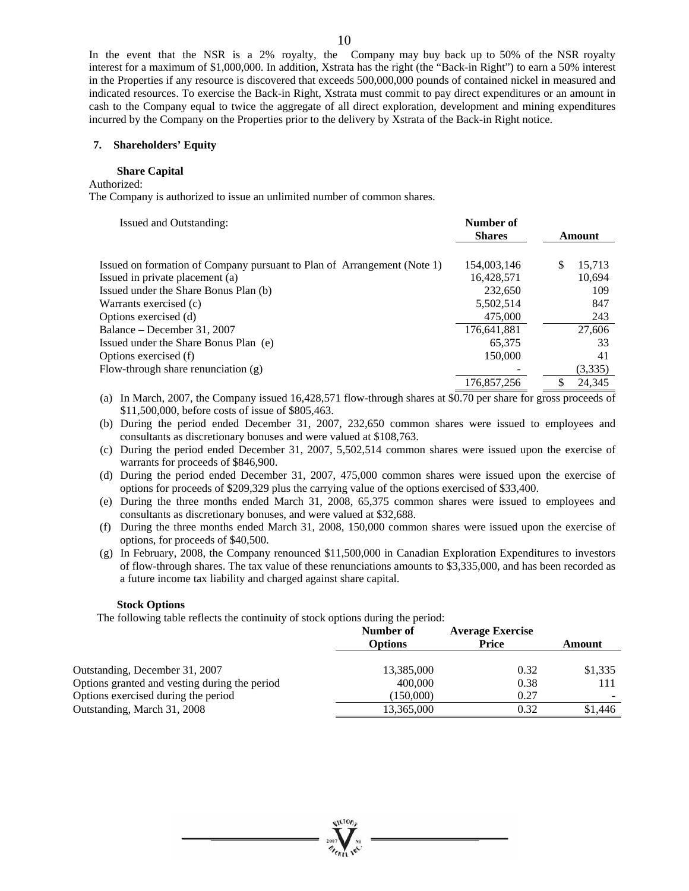In the event that the NSR is a 2% royalty, the Company may buy back up to 50% of the NSR royalty interest for a maximum of $1,000,000. In addition, Xstrata has the right (the "Back-in Right") to earn a 50% interest in the Properties if any resource is discovered that exceeds 500,000,000 pounds of contained nickel in measured and indicated resources. To exercise the Back-in Right, Xstrata must commit to pay direct expenditures or an amount in cash to the Company equal to twice the aggregate of all direct exploration, development and mining expenditures incurred by the Company on the Properties prior to the delivery by Xstrata of the Back-in Right notice.

## 7. Shareholders' Equity

### Share Capital

Authorized:
The Company is authorized to issue an unlimited number of common shares.

| Issued and Outstanding: | Number of Shares | Amount |
|---|---|---|
| Issued on formation of Company pursuant to Plan of Arrangement (Note 1) | 154,003,146 | $ 15,713 |
| Issued in private placement (a) | 16,428,571 | 10,694 |
| Issued under the Share Bonus Plan (b) | 232,650 | 109 |
| Warrants exercised (c) | 5,502,514 | 847 |
| Options exercised (d) | 475,000 | 243 |
| Balance – December 31, 2007 | 176,641,881 | 27,606 |
| Issued under the Share Bonus Plan (e) | 65,375 | 33 |
| Options exercised (f) | 150,000 | 41 |
| Flow-through share renunciation (g) | - | (3,335) |
| | 176,857,256 | $ 24,345 |

(a) In March, 2007, the Company issued 16,428,571 flow-through shares at $0.70 per share for gross proceeds of $11,500,000, before costs of issue of $805,463.

(b) During the period ended December 31, 2007, 232,650 common shares were issued to employees and consultants as discretionary bonuses and were valued at $108,763.

(c) During the period ended December 31, 2007, 5,502,514 common shares were issued upon the exercise of warrants for proceeds of $846,900.

(d) During the period ended December 31, 2007, 475,000 common shares were issued upon the exercise of options for proceeds of $209,329 plus the carrying value of the options exercised of $33,400.

(e) During the three months ended March 31, 2008, 65,375 common shares were issued to employees and consultants as discretionary bonuses, and were valued at $32,688.

(f) During the three months ended March 31, 2008, 150,000 common shares were issued upon the exercise of options, for proceeds of $40,500.

(g) In February, 2008, the Company renounced $11,500,000 in Canadian Exploration Expenditures to investors of flow-through shares. The tax value of these renunciations amounts to $3,335,000, and has been recorded as a future income tax liability and charged against share capital.

### Stock Options

The following table reflects the continuity of stock options during the period:

| | Number of Options | Average Exercise Price | Amount |
|---|---|---|---|
| Outstanding, December 31, 2007 | 13,385,000 | 0.32 | $1,335 |
| Options granted and vesting during the period | 400,000 | 0.38 | 111 |
| Options exercised during the period | (150,000) | 0.27 | - |
| Outstanding, March 31, 2008 | 13,365,000 | 0.32 | $1,446 |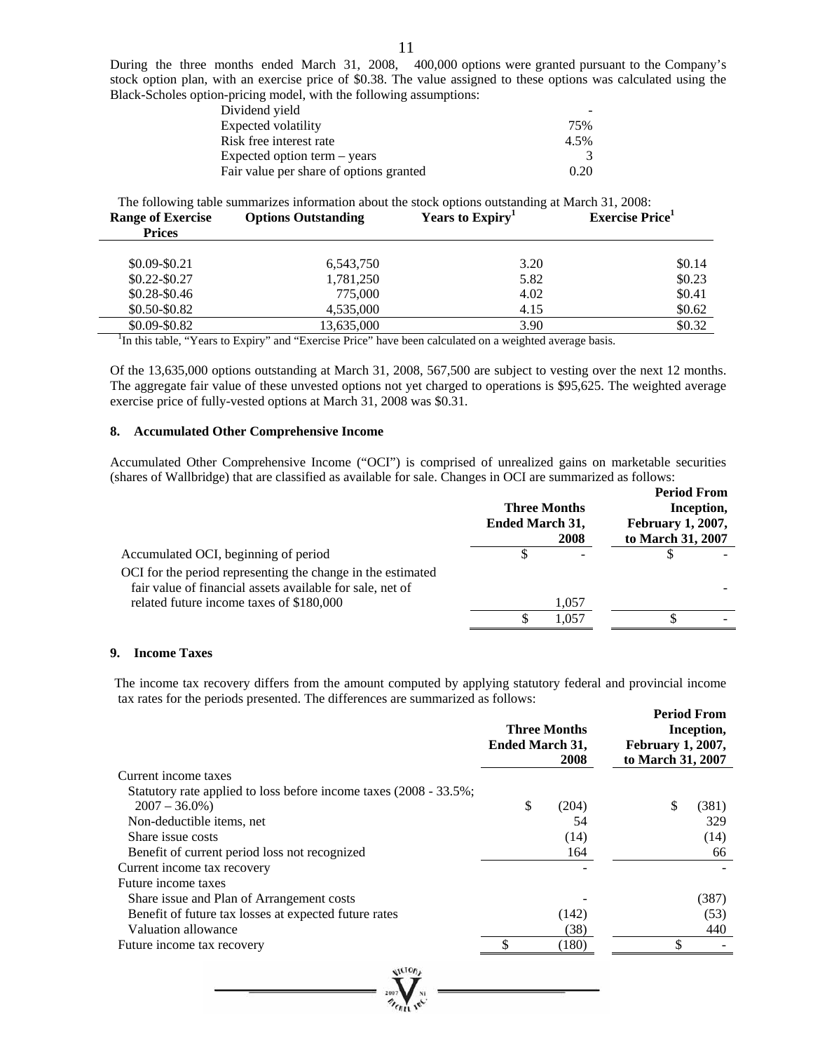During the three months ended March 31, 2008, 400,000 options were granted pursuant to the Company's stock option plan, with an exercise price of $0.38. The value assigned to these options was calculated using the Black-Scholes option-pricing model, with the following assumptions:

| | |
|---|---|
| Dividend yield | - |
| Expected volatility | 75% |
| Risk free interest rate | 4.5% |
| Expected option term – years | 3 |
| Fair value per share of options granted | 0.20 |

The following table summarizes information about the stock options outstanding at March 31, 2008:

| Range of Exercise Prices | Options Outstanding | Years to Expiry[1] | Exercise Price[1] |
|---|---|---|---|
| $0.09-$0.21 | 6,543,750 | 3.20 | $0.14 |
| $0.22-$0.27 | 1,781,250 | 5.82 | $0.23 |
| $0.28-$0.46 | 775,000 | 4.02 | $0.41 |
| $0.50-$0.82 | 4,535,000 | 4.15 | $0.62 |
| $0.09-$0.82 | 13,635,000 | 3.90 | $0.32 |

[1]In this table, "Years to Expiry" and "Exercise Price" have been calculated on a weighted average basis.

Of the 13,635,000 options outstanding at March 31, 2008, 567,500 are subject to vesting over the next 12 months. The aggregate fair value of these unvested options not yet charged to operations is $95,625. The weighted average exercise price of fully-vested options at March 31, 2008 was $0.31.

## 8. Accumulated Other Comprehensive Income

Accumulated Other Comprehensive Income ("OCI") is comprised of unrealized gains on marketable securities (shares of Wallbridge) that are classified as available for sale. Changes in OCI are summarized as follows:

| | Three Months Ended March 31, 2008 | Period From Inception, February 1, 2007, to March 31, 2007 |
|---|---|---|
| Accumulated OCI, beginning of period | $ - | $ - |
| OCI for the period representing the change in the estimated fair value of financial assets available for sale, net of related future income taxes of $180,000 | 1,057 | - |
| | $ 1,057 | $ - |

## 9. Income Taxes

The income tax recovery differs from the amount computed by applying statutory federal and provincial income tax rates for the periods presented. The differences are summarized as follows:

| | Three Months Ended March 31, 2008 | Period From Inception, February 1, 2007, to March 31, 2007 |
|---|---|---|
| Current income taxes | | |
| Statutory rate applied to loss before income taxes (2008 - 33.5%; 2007 – 36.0%) | $ (204) | $ (381) |
| Non-deductible items, net | 54 | 329 |
| Share issue costs | (14) | (14) |
| Benefit of current period loss not recognized | 164 | 66 |
| Current income tax recovery | - | - |
| Future income taxes | | |
| Share issue and Plan of Arrangement costs | - | (387) |
| Benefit of future tax losses at expected future rates | (142) | (53) |
| Valuation allowance | (38) | 440 |
| Future income tax recovery | $ (180) | $ - |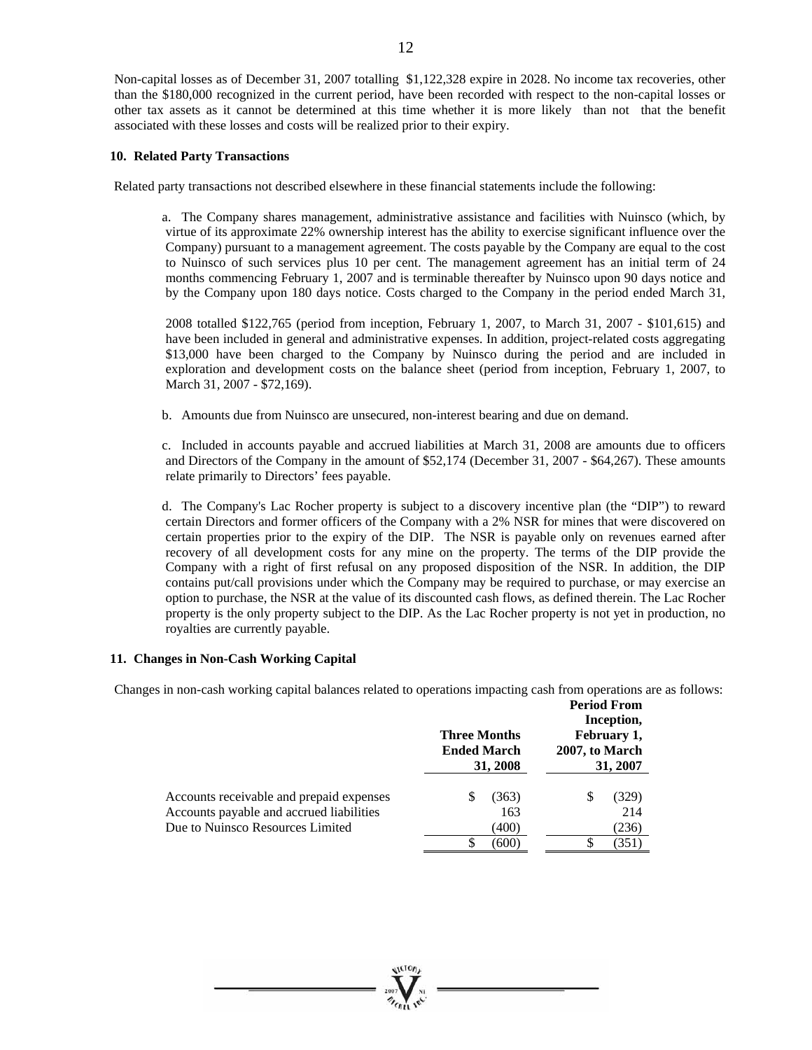Non-capital losses as of December 31, 2007 totalling $1,122,328 expire in 2028. No income tax recoveries, other than the $180,000 recognized in the current period, have been recorded with respect to the non-capital losses or other tax assets as it cannot be determined at this time whether it is more likely than not that the benefit associated with these losses and costs will be realized prior to their expiry.

**10. Related Party Transactions**

Related party transactions not described elsewhere in these financial statements include the following:

a. The Company shares management, administrative assistance and facilities with Nuinsco (which, by virtue of its approximate 22% ownership interest has the ability to exercise significant influence over the Company) pursuant to a management agreement. The costs payable by the Company are equal to the cost to Nuinsco of such services plus 10 per cent. The management agreement has an initial term of 24 months commencing February 1, 2007 and is terminable thereafter by Nuinsco upon 90 days notice and by the Company upon 180 days notice. Costs charged to the Company in the period ended March 31, 2008 totalled $122,765 (period from inception, February 1, 2007, to March 31, 2007 - $101,615) and have been included in general and administrative expenses. In addition, project-related costs aggregating $13,000 have been charged to the Company by Nuinsco during the period and are included in exploration and development costs on the balance sheet (period from inception, February 1, 2007, to March 31, 2007 - $72,169).

b. Amounts due from Nuinsco are unsecured, non-interest bearing and due on demand.

c. Included in accounts payable and accrued liabilities at March 31, 2008 are amounts due to officers and Directors of the Company in the amount of $52,174 (December 31, 2007 - $64,267). These amounts relate primarily to Directors' fees payable.

d. The Company's Lac Rocher property is subject to a discovery incentive plan (the "DIP") to reward certain Directors and former officers of the Company with a 2% NSR for mines that were discovered on certain properties prior to the expiry of the DIP. The NSR is payable only on revenues earned after recovery of all development costs for any mine on the property. The terms of the DIP provide the Company with a right of first refusal on any proposed disposition of the NSR. In addition, the DIP contains put/call provisions under which the Company may be required to purchase, or may exercise an option to purchase, the NSR at the value of its discounted cash flows, as defined therein. The Lac Rocher property is the only property subject to the DIP. As the Lac Rocher property is not yet in production, no royalties are currently payable.

**11. Changes in Non-Cash Working Capital**

Changes in non-cash working capital balances related to operations impacting cash from operations are as follows:

| | Three Months Ended March 31, 2008 | Period From Inception, February 1, 2007, to March 31, 2007 |
|---|---|---|
| Accounts receivable and prepaid expenses | $ (363) | $ (329) |
| Accounts payable and accrued liabilities | 163 | 214 |
| Due to Nuinsco Resources Limited | (400) | (236) |
| | $ (600) | $ (351) |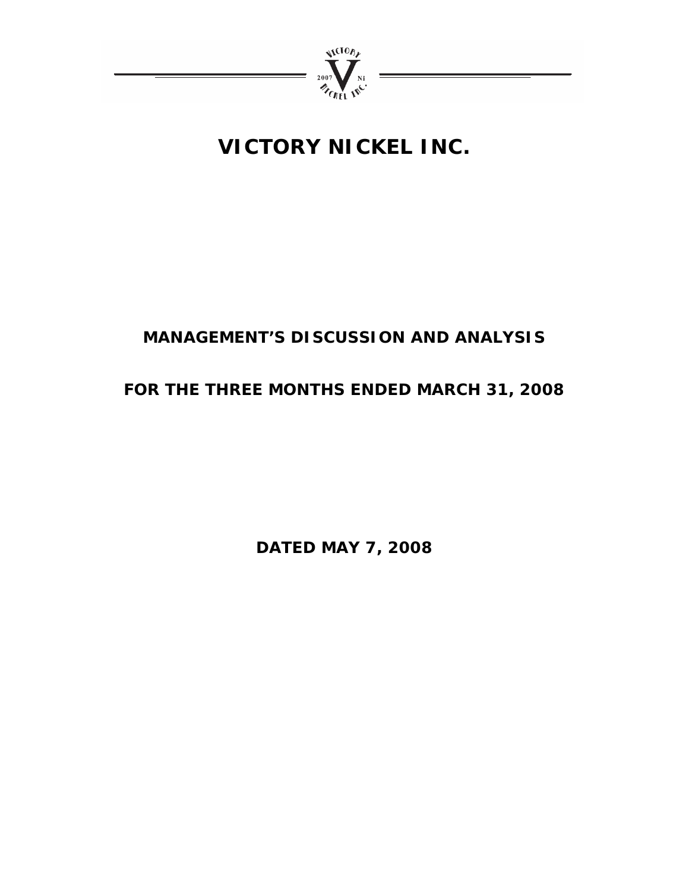# VICTORY NICKEL INC.

## MANAGEMENT'S DISCUSSION AND ANALYSIS

## FOR THE THREE MONTHS ENDED MARCH 31, 2008

**DATED MAY 7, 2008**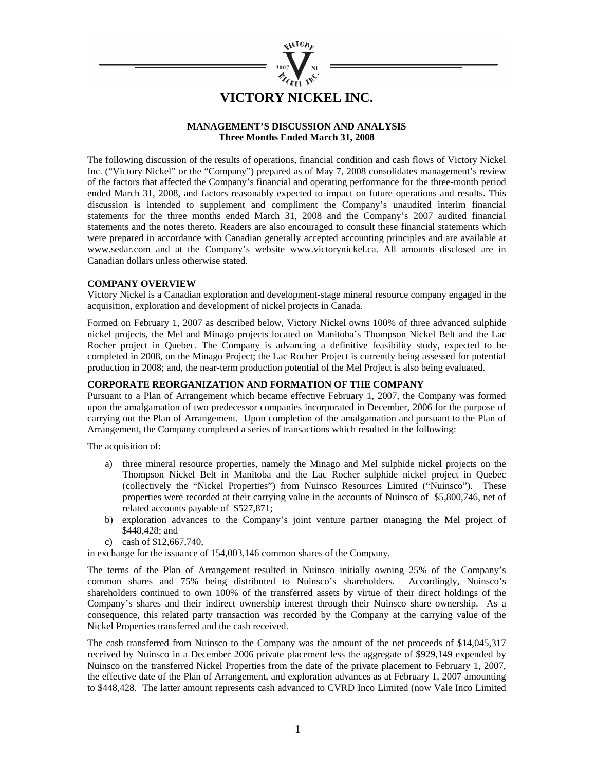# VICTORY NICKEL INC.

**MANAGEMENT'S DISCUSSION AND ANALYSIS**
**Three Months Ended March 31, 2008**

The following discussion of the results of operations, financial condition and cash flows of Victory Nickel Inc. ("Victory Nickel" or the "Company") prepared as of May 7, 2008 consolidates management's review of the factors that affected the Company's financial and operating performance for the three-month period ended March 31, 2008, and factors reasonably expected to impact on future operations and results. This discussion is intended to supplement and compliment the Company's unaudited interim financial statements for the three months ended March 31, 2008 and the Company's 2007 audited financial statements and the notes thereto. Readers are also encouraged to consult these financial statements which were prepared in accordance with Canadian generally accepted accounting principles and are available at www.sedar.com and at the Company's website www.victorynickel.ca. All amounts disclosed are in Canadian dollars unless otherwise stated.

## COMPANY OVERVIEW

Victory Nickel is a Canadian exploration and development-stage mineral resource company engaged in the acquisition, exploration and development of nickel projects in Canada.

Formed on February 1, 2007 as described below, Victory Nickel owns 100% of three advanced sulphide nickel projects, the Mel and Minago projects located on Manitoba's Thompson Nickel Belt and the Lac Rocher project in Quebec. The Company is advancing a definitive feasibility study, expected to be completed in 2008, on the Minago Project; the Lac Rocher Project is currently being assessed for potential production in 2008; and, the near-term production potential of the Mel Project is also being evaluated.

## CORPORATE REORGANIZATION AND FORMATION OF THE COMPANY

Pursuant to a Plan of Arrangement which became effective February 1, 2007, the Company was formed upon the amalgamation of two predecessor companies incorporated in December, 2006 for the purpose of carrying out the Plan of Arrangement. Upon completion of the amalgamation and pursuant to the Plan of Arrangement, the Company completed a series of transactions which resulted in the following:

The acquisition of:

a) three mineral resource properties, namely the Minago and Mel sulphide nickel projects on the Thompson Nickel Belt in Manitoba and the Lac Rocher sulphide nickel project in Quebec (collectively the "Nickel Properties") from Nuinsco Resources Limited ("Nuinsco"). These properties were recorded at their carrying value in the accounts of Nuinsco of $5,800,746, net of related accounts payable of $527,871;
b) exploration advances to the Company's joint venture partner managing the Mel project of $448,428; and
c) cash of $12,667,740,

in exchange for the issuance of 154,003,146 common shares of the Company.

The terms of the Plan of Arrangement resulted in Nuinsco initially owning 25% of the Company's common shares and 75% being distributed to Nuinsco's shareholders. Accordingly, Nuinsco's shareholders continued to own 100% of the transferred assets by virtue of their direct holdings of the Company's shares and their indirect ownership interest through their Nuinsco share ownership. As a consequence, this related party transaction was recorded by the Company at the carrying value of the Nickel Properties transferred and the cash received.

The cash transferred from Nuinsco to the Company was the amount of the net proceeds of $14,045,317 received by Nuinsco in a December 2006 private placement less the aggregate of $929,149 expended by Nuinsco on the transferred Nickel Properties from the date of the private placement to February 1, 2007, the effective date of the Plan of Arrangement, and exploration advances as at February 1, 2007 amounting to $448,428. The latter amount represents cash advanced to CVRD Inco Limited (now Vale Inco Limited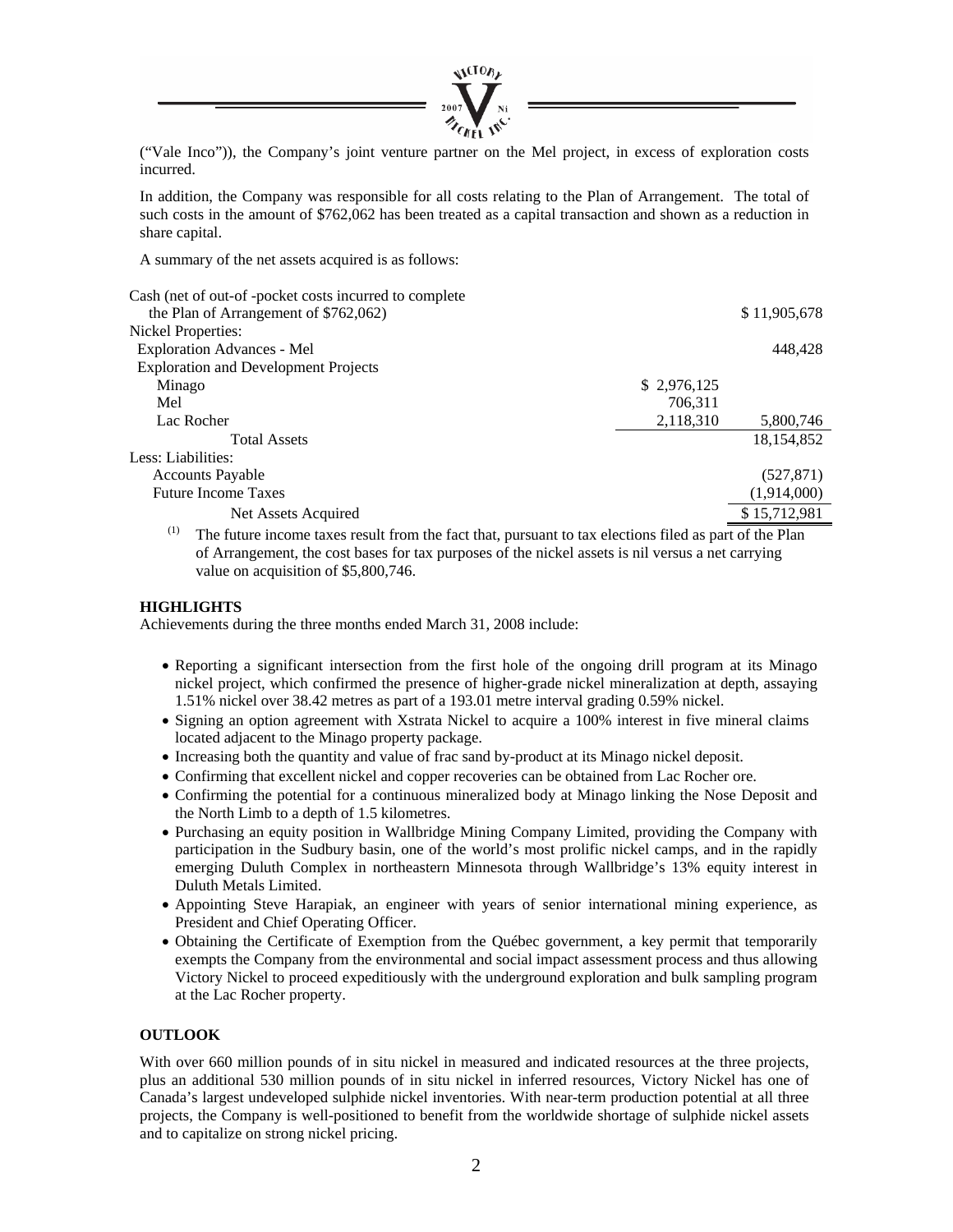("Vale Inco")), the Company's joint venture partner on the Mel project, in excess of exploration costs incurred.

In addition, the Company was responsible for all costs relating to the Plan of Arrangement. The total of such costs in the amount of $762,062 has been treated as a capital transaction and shown as a reduction in share capital.

A summary of the net assets acquired is as follows:

| | | |
|---|---|---|
| Cash (net of out-of -pocket costs incurred to complete the Plan of Arrangement of $762,062) | | $ 11,905,678 |
| Nickel Properties: | | |
| Exploration Advances - Mel | | 448,428 |
| Exploration and Development Projects | | |
| Minago | $ 2,976,125 | |
| Mel | 706,311 | |
| Lac Rocher | 2,118,310 | 5,800,746 |
| Total Assets | | 18,154,852 |
| Less: Liabilities: | | |
| Accounts Payable | | (527,871) |
| Future Income Taxes | | (1,914,000) |
| Net Assets Acquired | | $ 15,712,981 |

(1) The future income taxes result from the fact that, pursuant to tax elections filed as part of the Plan of Arrangement, the cost bases for tax purposes of the nickel assets is nil versus a net carrying value on acquisition of $5,800,746.

## HIGHLIGHTS

Achievements during the three months ended March 31, 2008 include:

- Reporting a significant intersection from the first hole of the ongoing drill program at its Minago nickel project, which confirmed the presence of higher-grade nickel mineralization at depth, assaying 1.51% nickel over 38.42 metres as part of a 193.01 metre interval grading 0.59% nickel.
- Signing an option agreement with Xstrata Nickel to acquire a 100% interest in five mineral claims located adjacent to the Minago property package.
- Increasing both the quantity and value of frac sand by-product at its Minago nickel deposit.
- Confirming that excellent nickel and copper recoveries can be obtained from Lac Rocher ore.
- Confirming the potential for a continuous mineralized body at Minago linking the Nose Deposit and the North Limb to a depth of 1.5 kilometres.
- Purchasing an equity position in Wallbridge Mining Company Limited, providing the Company with participation in the Sudbury basin, one of the world's most prolific nickel camps, and in the rapidly emerging Duluth Complex in northeastern Minnesota through Wallbridge's 13% equity interest in Duluth Metals Limited.
- Appointing Steve Harapiak, an engineer with years of senior international mining experience, as President and Chief Operating Officer.
- Obtaining the Certificate of Exemption from the Québec government, a key permit that temporarily exempts the Company from the environmental and social impact assessment process and thus allowing Victory Nickel to proceed expeditiously with the underground exploration and bulk sampling program at the Lac Rocher property.

## OUTLOOK

With over 660 million pounds of in situ nickel in measured and indicated resources at the three projects, plus an additional 530 million pounds of in situ nickel in inferred resources, Victory Nickel has one of Canada's largest undeveloped sulphide nickel inventories. With near-term production potential at all three projects, the Company is well-positioned to benefit from the worldwide shortage of sulphide nickel assets and to capitalize on strong nickel pricing.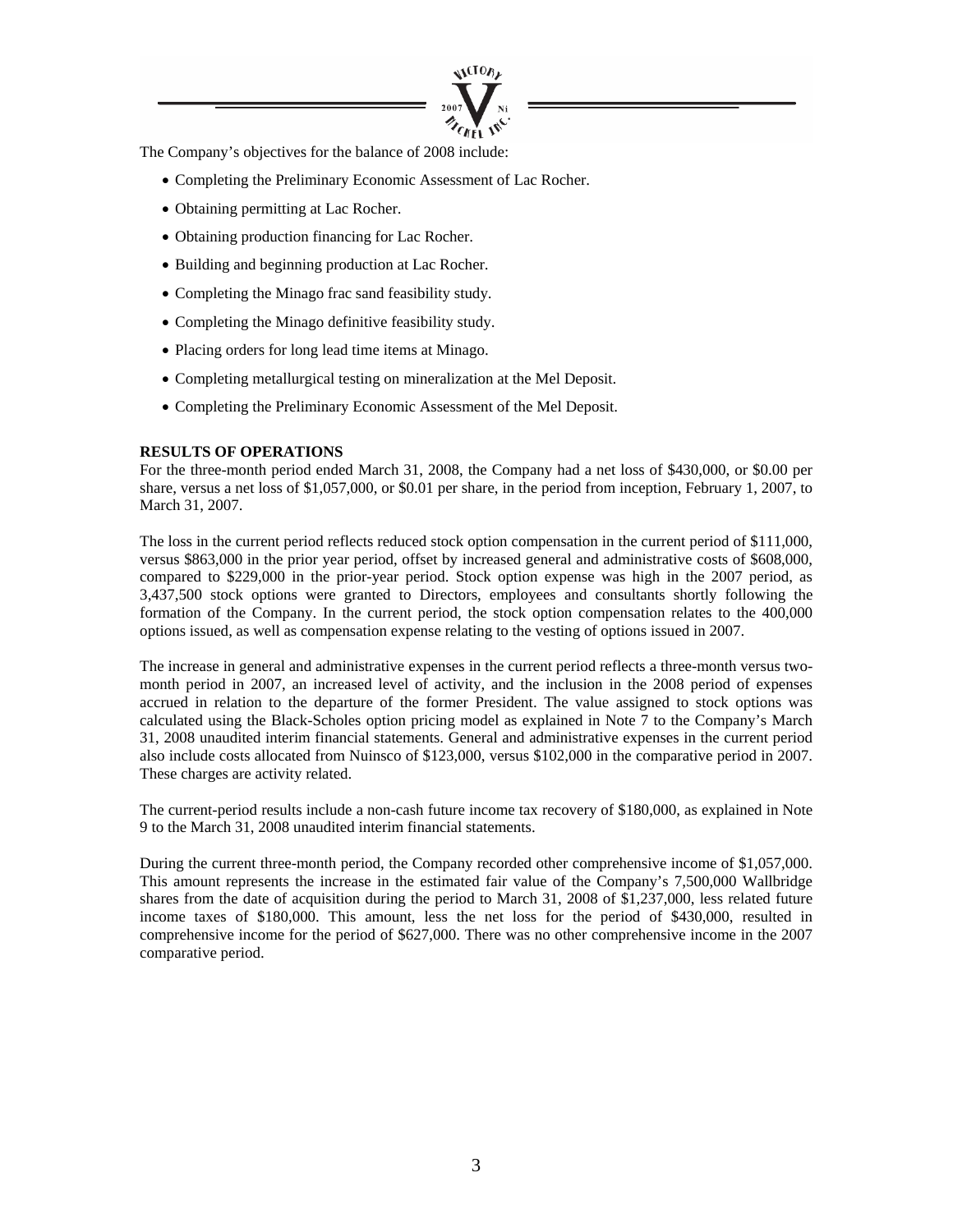The Company's objectives for the balance of 2008 include:

- Completing the Preliminary Economic Assessment of Lac Rocher.
- Obtaining permitting at Lac Rocher.
- Obtaining production financing for Lac Rocher.
- Building and beginning production at Lac Rocher.
- Completing the Minago frac sand feasibility study.
- Completing the Minago definitive feasibility study.
- Placing orders for long lead time items at Minago.
- Completing metallurgical testing on mineralization at the Mel Deposit.
- Completing the Preliminary Economic Assessment of the Mel Deposit.

**RESULTS OF OPERATIONS**

For the three-month period ended March 31, 2008, the Company had a net loss of $430,000, or $0.00 per share, versus a net loss of $1,057,000, or $0.01 per share, in the period from inception, February 1, 2007, to March 31, 2007.

The loss in the current period reflects reduced stock option compensation in the current period of $111,000, versus $863,000 in the prior year period, offset by increased general and administrative costs of $608,000, compared to $229,000 in the prior-year period. Stock option expense was high in the 2007 period, as 3,437,500 stock options were granted to Directors, employees and consultants shortly following the formation of the Company. In the current period, the stock option compensation relates to the 400,000 options issued, as well as compensation expense relating to the vesting of options issued in 2007.

The increase in general and administrative expenses in the current period reflects a three-month versus two-month period in 2007, an increased level of activity, and the inclusion in the 2008 period of expenses accrued in relation to the departure of the former President. The value assigned to stock options was calculated using the Black-Scholes option pricing model as explained in Note 7 to the Company's March 31, 2008 unaudited interim financial statements. General and administrative expenses in the current period also include costs allocated from Nuinsco of $123,000, versus $102,000 in the comparative period in 2007. These charges are activity related.

The current-period results include a non-cash future income tax recovery of $180,000, as explained in Note 9 to the March 31, 2008 unaudited interim financial statements.

During the current three-month period, the Company recorded other comprehensive income of $1,057,000. This amount represents the increase in the estimated fair value of the Company's 7,500,000 Wallbridge shares from the date of acquisition during the period to March 31, 2008 of $1,237,000, less related future income taxes of $180,000. This amount, less the net loss for the period of $430,000, resulted in comprehensive income for the period of $627,000. There was no other comprehensive income in the 2007 comparative period.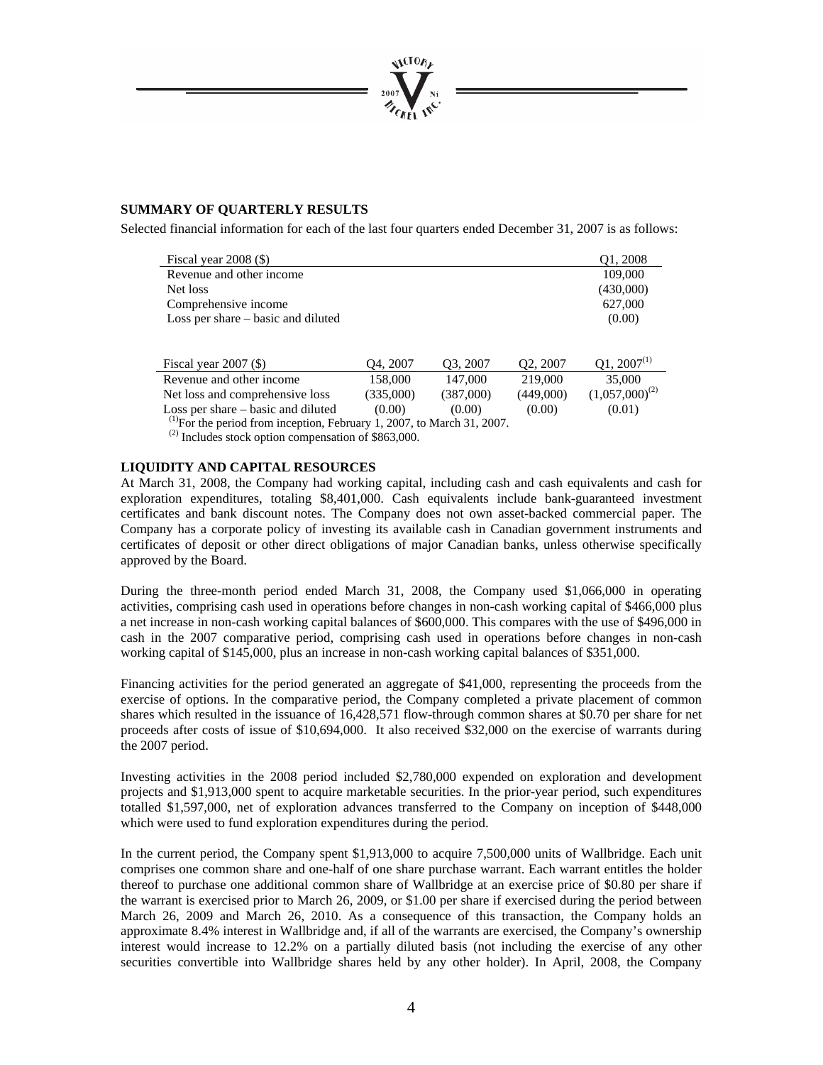## SUMMARY OF QUARTERLY RESULTS

Selected financial information for each of the last four quarters ended December 31, 2007 is as follows:

| Fiscal year 2008 ($) | Q1, 2008 |
|---|---|
| Revenue and other income | 109,000 |
| Net loss | (430,000) |
| Comprehensive income | 627,000 |
| Loss per share – basic and diluted | (0.00) |

| Fiscal year 2007 ($) | Q4, 2007 | Q3, 2007 | Q2, 2007 | Q1, 2007[1] |
|---|---|---|---|---|
| Revenue and other income | 158,000 | 147,000 | 219,000 | 35,000 |
| Net loss and comprehensive loss | (335,000) | (387,000) | (449,000) | (1,057,000)[2] |
| Loss per share – basic and diluted | (0.00) | (0.00) | (0.00) | (0.01) |

[1]For the period from inception, February 1, 2007, to March 31, 2007.

[2] Includes stock option compensation of $863,000.

## LIQUIDITY AND CAPITAL RESOURCES

At March 31, 2008, the Company had working capital, including cash and cash equivalents and cash for exploration expenditures, totaling $8,401,000. Cash equivalents include bank-guaranteed investment certificates and bank discount notes. The Company does not own asset-backed commercial paper. The Company has a corporate policy of investing its available cash in Canadian government instruments and certificates of deposit or other direct obligations of major Canadian banks, unless otherwise specifically approved by the Board.

During the three-month period ended March 31, 2008, the Company used $1,066,000 in operating activities, comprising cash used in operations before changes in non-cash working capital of $466,000 plus a net increase in non-cash working capital balances of $600,000. This compares with the use of $496,000 in cash in the 2007 comparative period, comprising cash used in operations before changes in non-cash working capital of $145,000, plus an increase in non-cash working capital balances of $351,000.

Financing activities for the period generated an aggregate of $41,000, representing the proceeds from the exercise of options. In the comparative period, the Company completed a private placement of common shares which resulted in the issuance of 16,428,571 flow-through common shares at $0.70 per share for net proceeds after costs of issue of $10,694,000. It also received $32,000 on the exercise of warrants during the 2007 period.

Investing activities in the 2008 period included $2,780,000 expended on exploration and development projects and $1,913,000 spent to acquire marketable securities. In the prior-year period, such expenditures totalled $1,597,000, net of exploration advances transferred to the Company on inception of $448,000 which were used to fund exploration expenditures during the period.

In the current period, the Company spent $1,913,000 to acquire 7,500,000 units of Wallbridge. Each unit comprises one common share and one-half of one share purchase warrant. Each warrant entitles the holder thereof to purchase one additional common share of Wallbridge at an exercise price of $0.80 per share if the warrant is exercised prior to March 26, 2009, or $1.00 per share if exercised during the period between March 26, 2009 and March 26, 2010. As a consequence of this transaction, the Company holds an approximate 8.4% interest in Wallbridge and, if all of the warrants are exercised, the Company's ownership interest would increase to 12.2% on a partially diluted basis (not including the exercise of any other securities convertible into Wallbridge shares held by any other holder). In April, 2008, the Company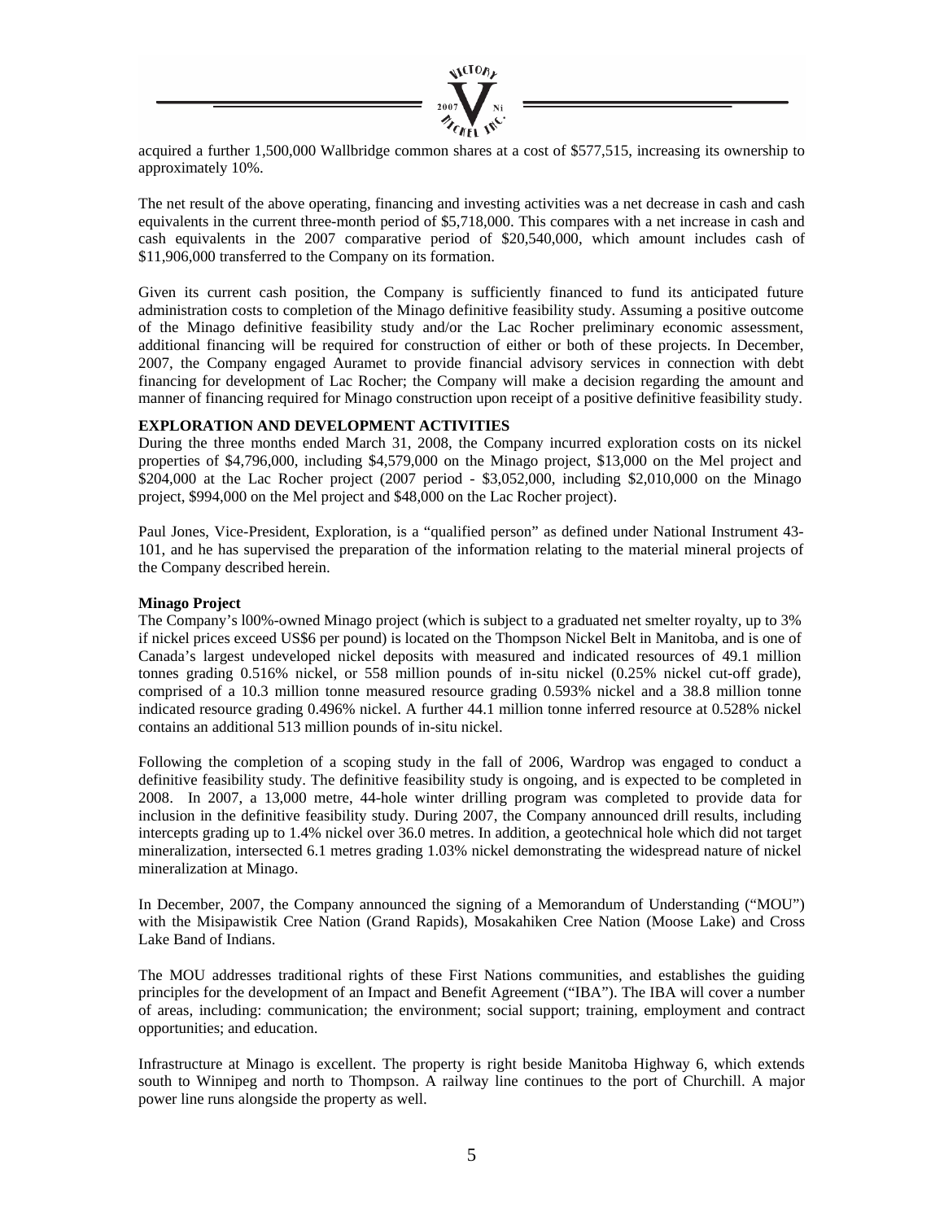acquired a further 1,500,000 Wallbridge common shares at a cost of $577,515, increasing its ownership to approximately 10%.

The net result of the above operating, financing and investing activities was a net decrease in cash and cash equivalents in the current three-month period of $5,718,000. This compares with a net increase in cash and cash equivalents in the 2007 comparative period of $20,540,000, which amount includes cash of $11,906,000 transferred to the Company on its formation.

Given its current cash position, the Company is sufficiently financed to fund its anticipated future administration costs to completion of the Minago definitive feasibility study. Assuming a positive outcome of the Minago definitive feasibility study and/or the Lac Rocher preliminary economic assessment, additional financing will be required for construction of either or both of these projects. In December, 2007, the Company engaged Auramet to provide financial advisory services in connection with debt financing for development of Lac Rocher; the Company will make a decision regarding the amount and manner of financing required for Minago construction upon receipt of a positive definitive feasibility study.

**EXPLORATION AND DEVELOPMENT ACTIVITIES**

During the three months ended March 31, 2008, the Company incurred exploration costs on its nickel properties of $4,796,000, including $4,579,000 on the Minago project, $13,000 on the Mel project and $204,000 at the Lac Rocher project (2007 period - $3,052,000, including $2,010,000 on the Minago project, $994,000 on the Mel project and $48,000 on the Lac Rocher project).

Paul Jones, Vice-President, Exploration, is a "qualified person" as defined under National Instrument 43-101, and he has supervised the preparation of the information relating to the material mineral projects of the Company described herein.

**Minago Project**

The Company's l00%-owned Minago project (which is subject to a graduated net smelter royalty, up to 3% if nickel prices exceed US$6 per pound) is located on the Thompson Nickel Belt in Manitoba, and is one of Canada's largest undeveloped nickel deposits with measured and indicated resources of 49.1 million tonnes grading 0.516% nickel, or 558 million pounds of in-situ nickel (0.25% nickel cut-off grade), comprised of a 10.3 million tonne measured resource grading 0.593% nickel and a 38.8 million tonne indicated resource grading 0.496% nickel. A further 44.1 million tonne inferred resource at 0.528% nickel contains an additional 513 million pounds of in-situ nickel.

Following the completion of a scoping study in the fall of 2006, Wardrop was engaged to conduct a definitive feasibility study. The definitive feasibility study is ongoing, and is expected to be completed in 2008. In 2007, a 13,000 metre, 44-hole winter drilling program was completed to provide data for inclusion in the definitive feasibility study. During 2007, the Company announced drill results, including intercepts grading up to 1.4% nickel over 36.0 metres. In addition, a geotechnical hole which did not target mineralization, intersected 6.1 metres grading 1.03% nickel demonstrating the widespread nature of nickel mineralization at Minago.

In December, 2007, the Company announced the signing of a Memorandum of Understanding ("MOU") with the Misipawistik Cree Nation (Grand Rapids), Mosakahiken Cree Nation (Moose Lake) and Cross Lake Band of Indians.

The MOU addresses traditional rights of these First Nations communities, and establishes the guiding principles for the development of an Impact and Benefit Agreement ("IBA"). The IBA will cover a number of areas, including: communication; the environment; social support; training, employment and contract opportunities; and education.

Infrastructure at Minago is excellent. The property is right beside Manitoba Highway 6, which extends south to Winnipeg and north to Thompson. A railway line continues to the port of Churchill. A major power line runs alongside the property as well.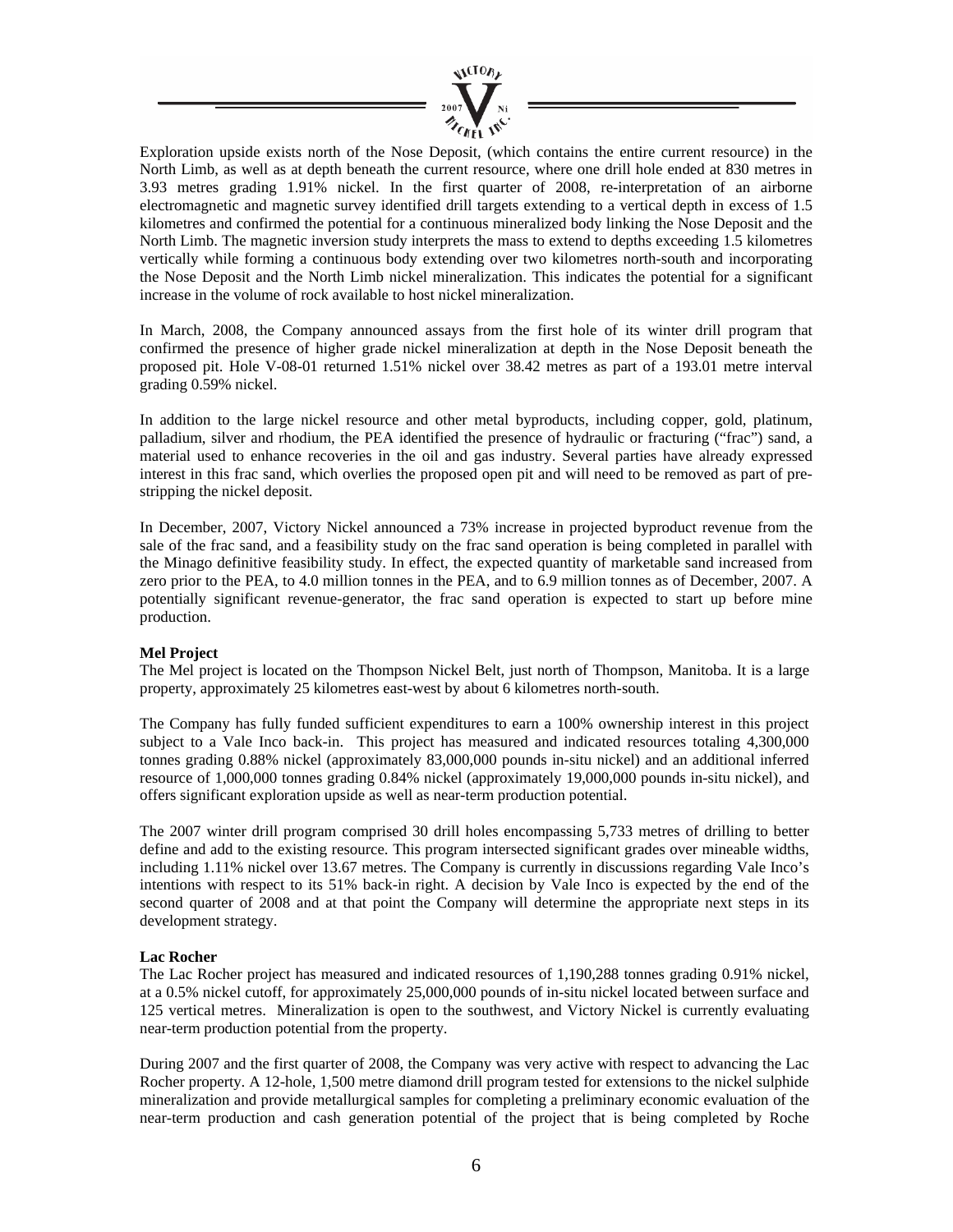Exploration upside exists north of the Nose Deposit, (which contains the entire current resource) in the North Limb, as well as at depth beneath the current resource, where one drill hole ended at 830 metres in 3.93 metres grading 1.91% nickel. In the first quarter of 2008, re-interpretation of an airborne electromagnetic and magnetic survey identified drill targets extending to a vertical depth in excess of 1.5 kilometres and confirmed the potential for a continuous mineralized body linking the Nose Deposit and the North Limb. The magnetic inversion study interprets the mass to extend to depths exceeding 1.5 kilometres vertically while forming a continuous body extending over two kilometres north-south and incorporating the Nose Deposit and the North Limb nickel mineralization. This indicates the potential for a significant increase in the volume of rock available to host nickel mineralization.

In March, 2008, the Company announced assays from the first hole of its winter drill program that confirmed the presence of higher grade nickel mineralization at depth in the Nose Deposit beneath the proposed pit. Hole V-08-01 returned 1.51% nickel over 38.42 metres as part of a 193.01 metre interval grading 0.59% nickel.

In addition to the large nickel resource and other metal byproducts, including copper, gold, platinum, palladium, silver and rhodium, the PEA identified the presence of hydraulic or fracturing ("frac") sand, a material used to enhance recoveries in the oil and gas industry. Several parties have already expressed interest in this frac sand, which overlies the proposed open pit and will need to be removed as part of pre-stripping the nickel deposit.

In December, 2007, Victory Nickel announced a 73% increase in projected byproduct revenue from the sale of the frac sand, and a feasibility study on the frac sand operation is being completed in parallel with the Minago definitive feasibility study. In effect, the expected quantity of marketable sand increased from zero prior to the PEA, to 4.0 million tonnes in the PEA, and to 6.9 million tonnes as of December, 2007. A potentially significant revenue-generator, the frac sand operation is expected to start up before mine production.

**Mel Project**

The Mel project is located on the Thompson Nickel Belt, just north of Thompson, Manitoba. It is a large property, approximately 25 kilometres east-west by about 6 kilometres north-south.

The Company has fully funded sufficient expenditures to earn a 100% ownership interest in this project subject to a Vale Inco back-in. This project has measured and indicated resources totaling 4,300,000 tonnes grading 0.88% nickel (approximately 83,000,000 pounds in-situ nickel) and an additional inferred resource of 1,000,000 tonnes grading 0.84% nickel (approximately 19,000,000 pounds in-situ nickel), and offers significant exploration upside as well as near-term production potential.

The 2007 winter drill program comprised 30 drill holes encompassing 5,733 metres of drilling to better define and add to the existing resource. This program intersected significant grades over mineable widths, including 1.11% nickel over 13.67 metres. The Company is currently in discussions regarding Vale Inco's intentions with respect to its 51% back-in right. A decision by Vale Inco is expected by the end of the second quarter of 2008 and at that point the Company will determine the appropriate next steps in its development strategy.

**Lac Rocher**

The Lac Rocher project has measured and indicated resources of 1,190,288 tonnes grading 0.91% nickel, at a 0.5% nickel cutoff, for approximately 25,000,000 pounds of in-situ nickel located between surface and 125 vertical metres. Mineralization is open to the southwest, and Victory Nickel is currently evaluating near-term production potential from the property.

During 2007 and the first quarter of 2008, the Company was very active with respect to advancing the Lac Rocher property. A 12-hole, 1,500 metre diamond drill program tested for extensions to the nickel sulphide mineralization and provide metallurgical samples for completing a preliminary economic evaluation of the near-term production and cash generation potential of the project that is being completed by Roche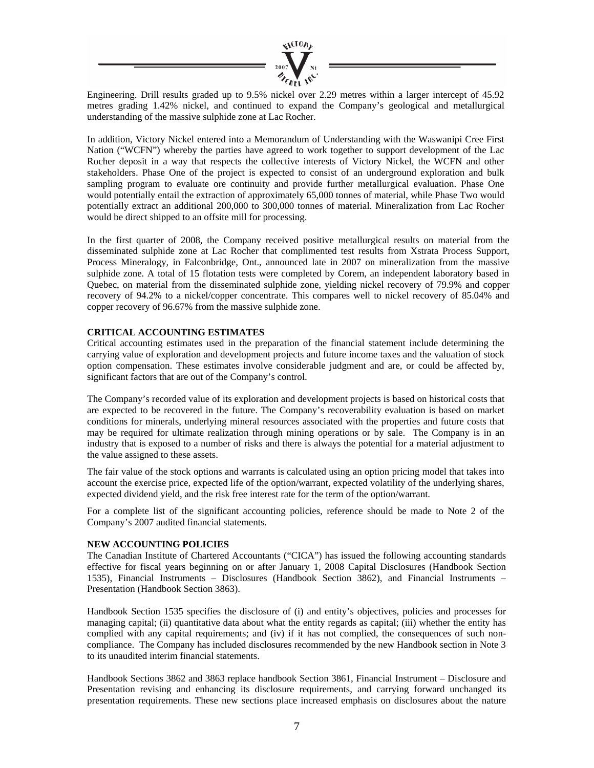Engineering. Drill results graded up to 9.5% nickel over 2.29 metres within a larger intercept of 45.92 metres grading 1.42% nickel, and continued to expand the Company's geological and metallurgical understanding of the massive sulphide zone at Lac Rocher.

In addition, Victory Nickel entered into a Memorandum of Understanding with the Waswanipi Cree First Nation ("WCFN") whereby the parties have agreed to work together to support development of the Lac Rocher deposit in a way that respects the collective interests of Victory Nickel, the WCFN and other stakeholders. Phase One of the project is expected to consist of an underground exploration and bulk sampling program to evaluate ore continuity and provide further metallurgical evaluation. Phase One would potentially entail the extraction of approximately 65,000 tonnes of material, while Phase Two would potentially extract an additional 200,000 to 300,000 tonnes of material. Mineralization from Lac Rocher would be direct shipped to an offsite mill for processing.

In the first quarter of 2008, the Company received positive metallurgical results on material from the disseminated sulphide zone at Lac Rocher that complimented test results from Xstrata Process Support, Process Mineralogy, in Falconbridge, Ont., announced late in 2007 on mineralization from the massive sulphide zone. A total of 15 flotation tests were completed by Corem, an independent laboratory based in Quebec, on material from the disseminated sulphide zone, yielding nickel recovery of 79.9% and copper recovery of 94.2% to a nickel/copper concentrate. This compares well to nickel recovery of 85.04% and copper recovery of 96.67% from the massive sulphide zone.

**CRITICAL ACCOUNTING ESTIMATES**

Critical accounting estimates used in the preparation of the financial statement include determining the carrying value of exploration and development projects and future income taxes and the valuation of stock option compensation. These estimates involve considerable judgment and are, or could be affected by, significant factors that are out of the Company's control.

The Company's recorded value of its exploration and development projects is based on historical costs that are expected to be recovered in the future. The Company's recoverability evaluation is based on market conditions for minerals, underlying mineral resources associated with the properties and future costs that may be required for ultimate realization through mining operations or by sale. The Company is in an industry that is exposed to a number of risks and there is always the potential for a material adjustment to the value assigned to these assets.

The fair value of the stock options and warrants is calculated using an option pricing model that takes into account the exercise price, expected life of the option/warrant, expected volatility of the underlying shares, expected dividend yield, and the risk free interest rate for the term of the option/warrant.

For a complete list of the significant accounting policies, reference should be made to Note 2 of the Company's 2007 audited financial statements.

**NEW ACCOUNTING POLICIES**

The Canadian Institute of Chartered Accountants ("CICA") has issued the following accounting standards effective for fiscal years beginning on or after January 1, 2008 Capital Disclosures (Handbook Section 1535), Financial Instruments – Disclosures (Handbook Section 3862), and Financial Instruments – Presentation (Handbook Section 3863).

Handbook Section 1535 specifies the disclosure of (i) and entity's objectives, policies and processes for managing capital; (ii) quantitative data about what the entity regards as capital; (iii) whether the entity has complied with any capital requirements; and (iv) if it has not complied, the consequences of such non-compliance. The Company has included disclosures recommended by the new Handbook section in Note 3 to its unaudited interim financial statements.

Handbook Sections 3862 and 3863 replace handbook Section 3861, Financial Instrument – Disclosure and Presentation revising and enhancing its disclosure requirements, and carrying forward unchanged its presentation requirements. These new sections place increased emphasis on disclosures about the nature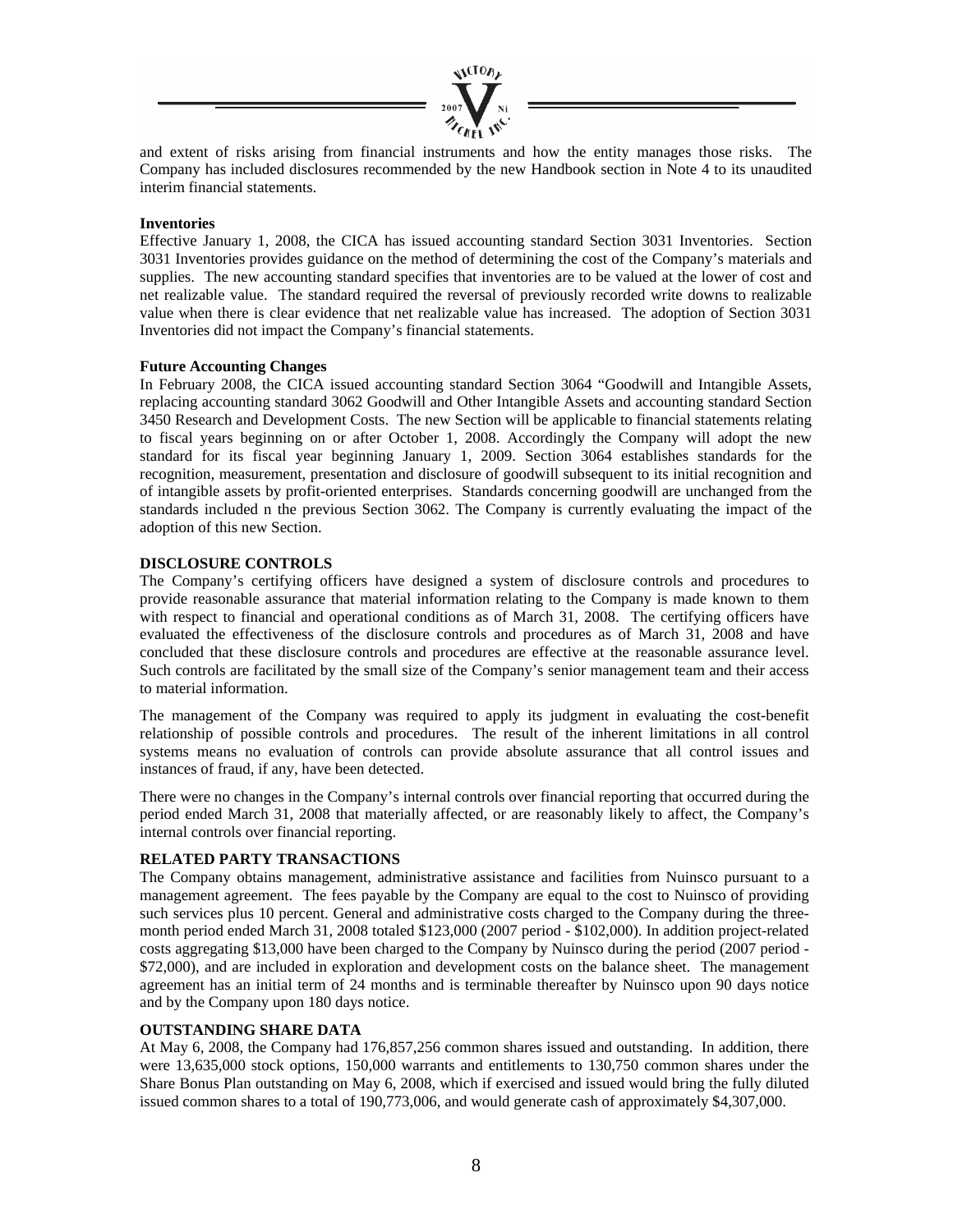and extent of risks arising from financial instruments and how the entity manages those risks. The Company has included disclosures recommended by the new Handbook section in Note 4 to its unaudited interim financial statements.

**Inventories**

Effective January 1, 2008, the CICA has issued accounting standard Section 3031 Inventories. Section 3031 Inventories provides guidance on the method of determining the cost of the Company's materials and supplies. The new accounting standard specifies that inventories are to be valued at the lower of cost and net realizable value. The standard required the reversal of previously recorded write downs to realizable value when there is clear evidence that net realizable value has increased. The adoption of Section 3031 Inventories did not impact the Company's financial statements.

**Future Accounting Changes**

In February 2008, the CICA issued accounting standard Section 3064 "Goodwill and Intangible Assets, replacing accounting standard 3062 Goodwill and Other Intangible Assets and accounting standard Section 3450 Research and Development Costs. The new Section will be applicable to financial statements relating to fiscal years beginning on or after October 1, 2008. Accordingly the Company will adopt the new standard for its fiscal year beginning January 1, 2009. Section 3064 establishes standards for the recognition, measurement, presentation and disclosure of goodwill subsequent to its initial recognition and of intangible assets by profit-oriented enterprises. Standards concerning goodwill are unchanged from the standards included n the previous Section 3062. The Company is currently evaluating the impact of the adoption of this new Section.

**DISCLOSURE CONTROLS**

The Company's certifying officers have designed a system of disclosure controls and procedures to provide reasonable assurance that material information relating to the Company is made known to them with respect to financial and operational conditions as of March 31, 2008. The certifying officers have evaluated the effectiveness of the disclosure controls and procedures as of March 31, 2008 and have concluded that these disclosure controls and procedures are effective at the reasonable assurance level. Such controls are facilitated by the small size of the Company's senior management team and their access to material information.

The management of the Company was required to apply its judgment in evaluating the cost-benefit relationship of possible controls and procedures. The result of the inherent limitations in all control systems means no evaluation of controls can provide absolute assurance that all control issues and instances of fraud, if any, have been detected.

There were no changes in the Company's internal controls over financial reporting that occurred during the period ended March 31, 2008 that materially affected, or are reasonably likely to affect, the Company's internal controls over financial reporting.

**RELATED PARTY TRANSACTIONS**

The Company obtains management, administrative assistance and facilities from Nuinsco pursuant to a management agreement. The fees payable by the Company are equal to the cost to Nuinsco of providing such services plus 10 percent. General and administrative costs charged to the Company during the three-month period ended March 31, 2008 totaled \$123,000 (2007 period - \$102,000). In addition project-related costs aggregating \$13,000 have been charged to the Company by Nuinsco during the period (2007 period - \$72,000), and are included in exploration and development costs on the balance sheet. The management agreement has an initial term of 24 months and is terminable thereafter by Nuinsco upon 90 days notice and by the Company upon 180 days notice.

**OUTSTANDING SHARE DATA**

At May 6, 2008, the Company had 176,857,256 common shares issued and outstanding. In addition, there were 13,635,000 stock options, 150,000 warrants and entitlements to 130,750 common shares under the Share Bonus Plan outstanding on May 6, 2008, which if exercised and issued would bring the fully diluted issued common shares to a total of 190,773,006, and would generate cash of approximately \$4,307,000.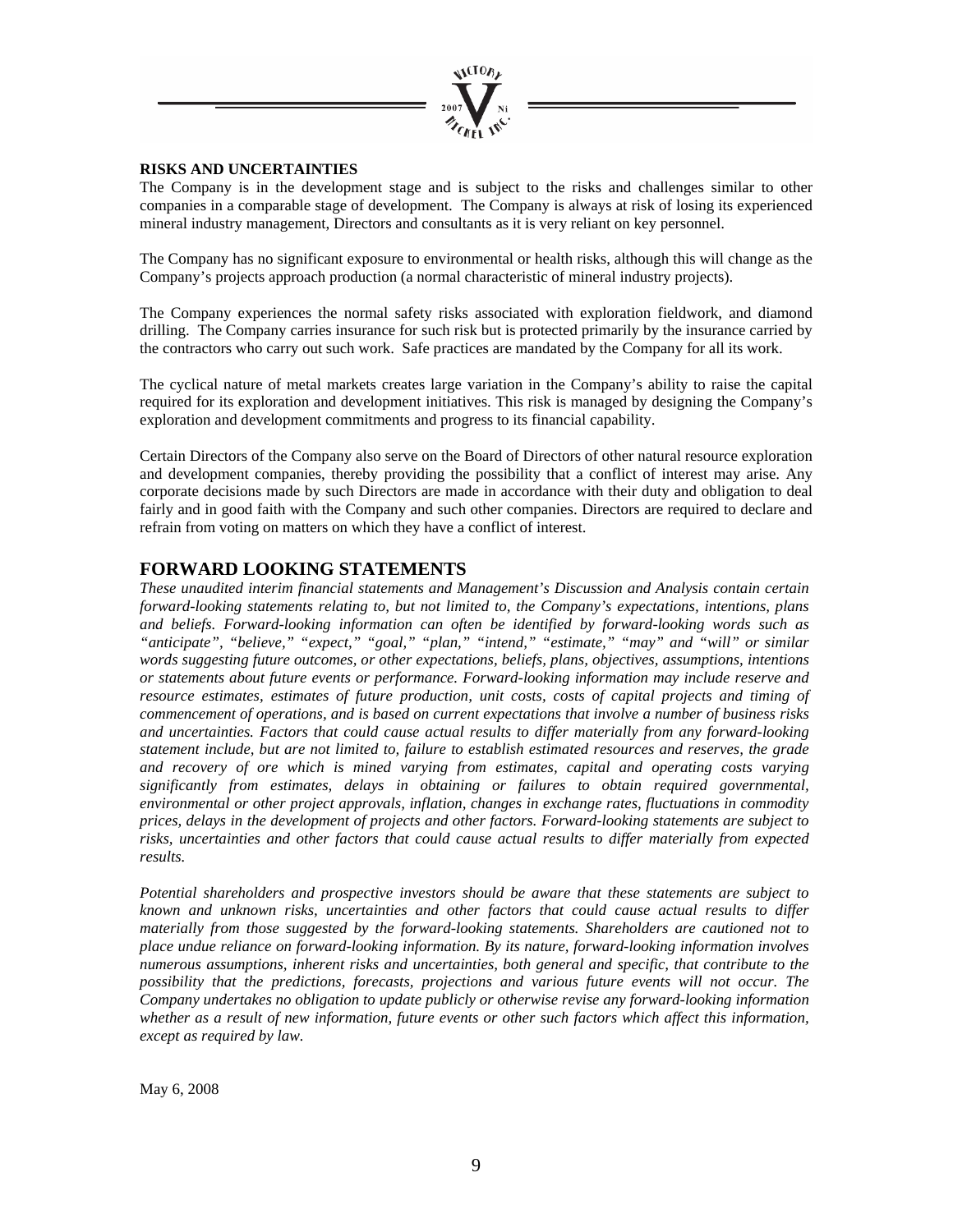**RISKS AND UNCERTAINTIES**

The Company is in the development stage and is subject to the risks and challenges similar to other companies in a comparable stage of development. The Company is always at risk of losing its experienced mineral industry management, Directors and consultants as it is very reliant on key personnel.

The Company has no significant exposure to environmental or health risks, although this will change as the Company's projects approach production (a normal characteristic of mineral industry projects).

The Company experiences the normal safety risks associated with exploration fieldwork, and diamond drilling. The Company carries insurance for such risk but is protected primarily by the insurance carried by the contractors who carry out such work. Safe practices are mandated by the Company for all its work.

The cyclical nature of metal markets creates large variation in the Company's ability to raise the capital required for its exploration and development initiatives. This risk is managed by designing the Company's exploration and development commitments and progress to its financial capability.

Certain Directors of the Company also serve on the Board of Directors of other natural resource exploration and development companies, thereby providing the possibility that a conflict of interest may arise. Any corporate decisions made by such Directors are made in accordance with their duty and obligation to deal fairly and in good faith with the Company and such other companies. Directors are required to declare and refrain from voting on matters on which they have a conflict of interest.

## FORWARD LOOKING STATEMENTS

*These unaudited interim financial statements and Management's Discussion and Analysis contain certain forward-looking statements relating to, but not limited to, the Company's expectations, intentions, plans and beliefs. Forward-looking information can often be identified by forward-looking words such as "anticipate", "believe," "expect," "goal," "plan," "intend," "estimate," "may" and "will" or similar words suggesting future outcomes, or other expectations, beliefs, plans, objectives, assumptions, intentions or statements about future events or performance. Forward-looking information may include reserve and resource estimates, estimates of future production, unit costs, costs of capital projects and timing of commencement of operations, and is based on current expectations that involve a number of business risks and uncertainties. Factors that could cause actual results to differ materially from any forward-looking statement include, but are not limited to, failure to establish estimated resources and reserves, the grade and recovery of ore which is mined varying from estimates, capital and operating costs varying significantly from estimates, delays in obtaining or failures to obtain required governmental, environmental or other project approvals, inflation, changes in exchange rates, fluctuations in commodity prices, delays in the development of projects and other factors. Forward-looking statements are subject to risks, uncertainties and other factors that could cause actual results to differ materially from expected results.*

*Potential shareholders and prospective investors should be aware that these statements are subject to known and unknown risks, uncertainties and other factors that could cause actual results to differ materially from those suggested by the forward-looking statements. Shareholders are cautioned not to place undue reliance on forward-looking information. By its nature, forward-looking information involves numerous assumptions, inherent risks and uncertainties, both general and specific, that contribute to the possibility that the predictions, forecasts, projections and various future events will not occur. The Company undertakes no obligation to update publicly or otherwise revise any forward-looking information whether as a result of new information, future events or other such factors which affect this information, except as required by law.*

May 6, 2008